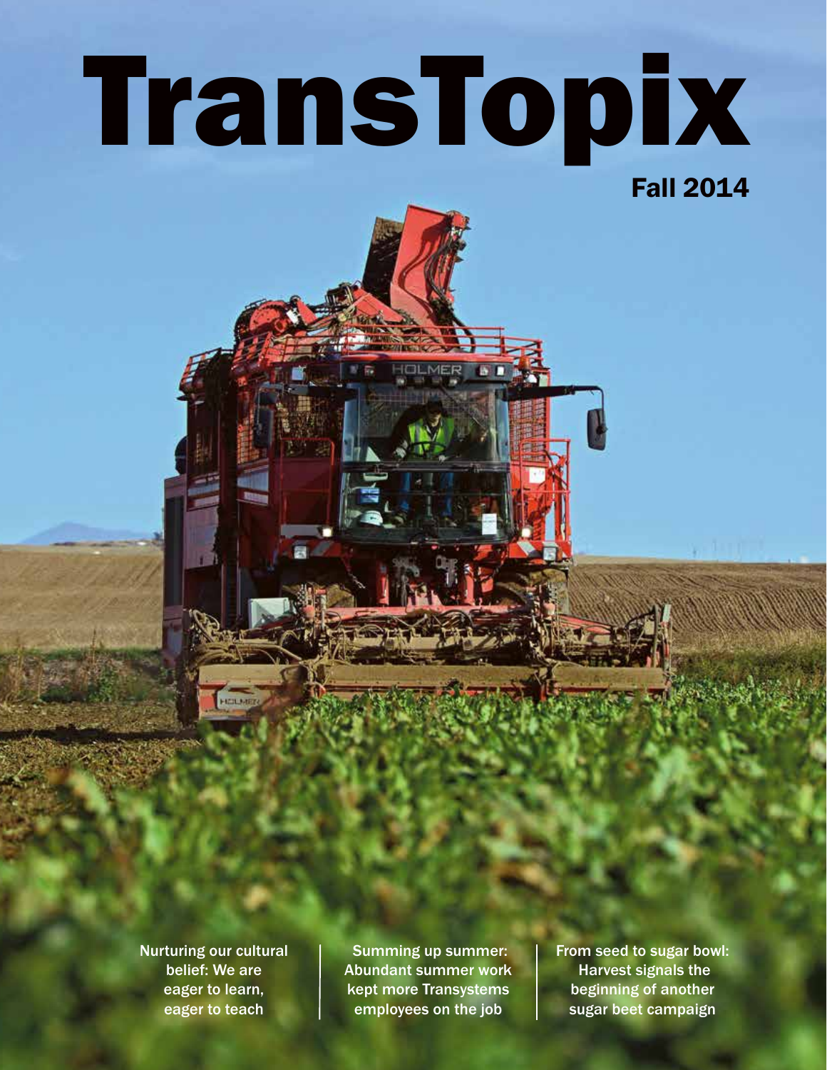# TransTopix

Fall 2014

Nurturing our cultural belief: We are eager to learn, eager to teach

Summing up summer: Abundant summer work kept more Transystems employees on the job

From seed to sugar bowl: Harvest signals the beginning of another sugar beet campaign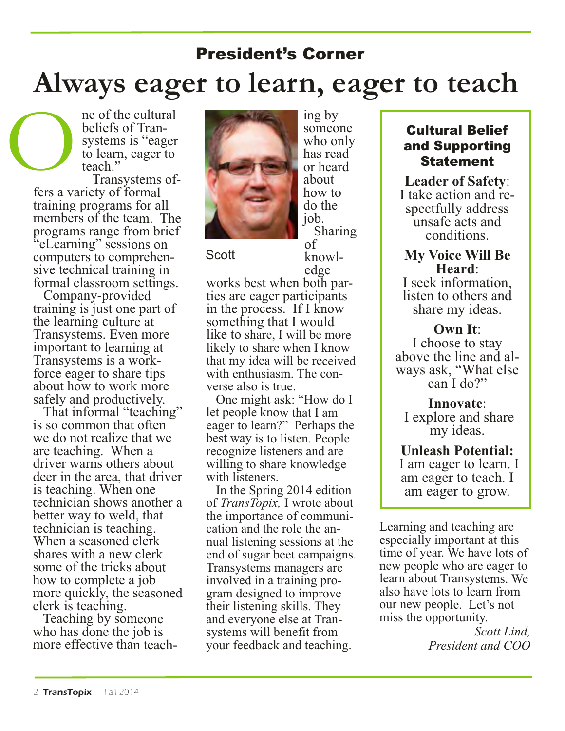## President's Corner

# Always eager to learn, eager to teach

One of the cultural beliefs of Transystems is "eager to learn, eager to teach."

Transystems offers a variety of formal training programs for all members of the team. The programs range from brief "eLearning" sessions on computers to comprehensive technical training in formal classroom settings.

Company-provided training is just one part of the learning culture at Transystems. Even more important to learning at Transystems is a workforce eager to share tips about how to work more safely and productively.

That informal "teaching" is so common that often we do not realize that we are teaching. When a driver warns others about deer in the area, that driver is teaching. When one technician shows another a better way to weld, that technician is teaching. When a seasoned clerk shares with a new clerk some of the tricks about how to complete a job more quickly, the seasoned clerk is teaching.

Teaching by someone who has done the job is more effective than teaching by someone who only has read or heard about how to do the job.

Scott

Sharing of knowledge works best when both parties are eager participants in the process. If I know something that I would like to share, I will be more likely to share when I know that my idea will be received with enthusiasm. The converse also is true.

One might ask: "How do I let people know that I am eager to learn?" Perhaps the best way is to listen. People recognize listeners and are willing to share knowledge with listeners.

In the Spring 2014 edition of *TransTopix,* I wrote about the importance of communication and the role the annual listening sessions at the end of sugar beet campaigns. Transystems managers are involved in a training program designed to improve their listening skills. They and everyone else at Transystems will benefit from your feedback and teaching.

### Cultural Belief and Supporting Statement

**Leader of Safety**: I take action and respectfully address unsafe acts and conditions.

**My Voice Will Be Heard**: I seek information, listen to others and share my ideas.

**Own It**: I choose to stay above the line and always ask, "What else can I do?"

**Innovate**: I explore and share my ideas.

**Unleash Potential:** I am eager to learn. I am eager to teach. I am eager to grow.

Learning and teaching are especially important at this time of year. We have lots of new people who are eager to learn about Transystems. We also have lots to learn from our new people. Let's not miss the opportunity.

*Scott Lind,*
*President and COO*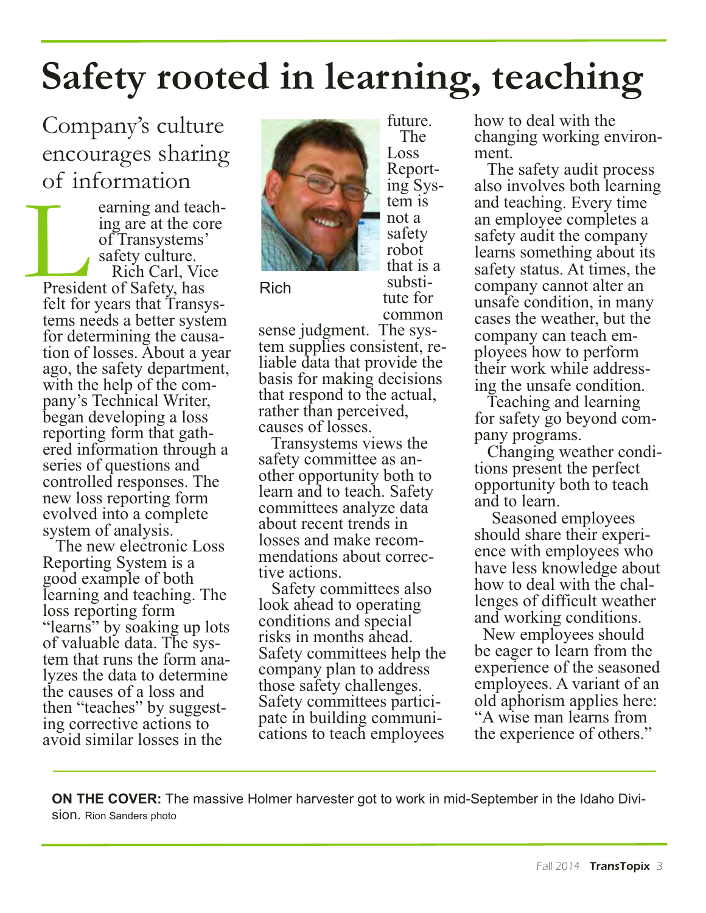# Safety rooted in learning, teaching

## Company's culture encourages sharing of information

Learning and teaching are at the core of Transystems' safety culture.

Rich Carl, Vice President of Safety, has felt for years that Transystems needs a better system for determining the causation of losses. About a year ago, the safety department, with the help of the company's Technical Writer, began developing a loss reporting form that gathered information through a series of questions and controlled responses. The new loss reporting form evolved into a complete system of analysis.

The new electronic Loss Reporting System is a good example of both learning and teaching. The loss reporting form "learns" by soaking up lots of valuable data. The system that runs the form analyzes the data to determine the causes of a loss and then "teaches" by suggesting corrective actions to avoid similar losses in the future.

Rich

The Loss Reporting System is not a safety robot that is a substitute for common sense judgment. The system supplies consistent, reliable data that provide the basis for making decisions that respond to the actual, rather than perceived, causes of losses.

Transystems views the safety committee as another opportunity both to learn and to teach. Safety committees analyze data about recent trends in losses and make recommendations about corrective actions.

Safety committees also look ahead to operating conditions and special risks in months ahead. Safety committees help the company plan to address those safety challenges. Safety committees participate in building communications to teach employees how to deal with the changing working environment.

The safety audit process also involves both learning and teaching. Every time an employee completes a safety audit the company learns something about its safety status. At times, the company cannot alter an unsafe condition, in many cases the weather, but the company can teach employees how to perform their work while addressing the unsafe condition.

Teaching and learning for safety go beyond company programs.

Changing weather conditions present the perfect opportunity both to teach and to learn.

Seasoned employees should share their experience with employees who have less knowledge about how to deal with the challenges of difficult weather and working conditions.

New employees should be eager to learn from the experience of the seasoned employees. A variant of an old aphorism applies here: "A wise man learns from the experience of others."

---

**ON THE COVER:** The massive Holmer harvester got to work in mid-September in the Idaho Division. Rion Sanders photo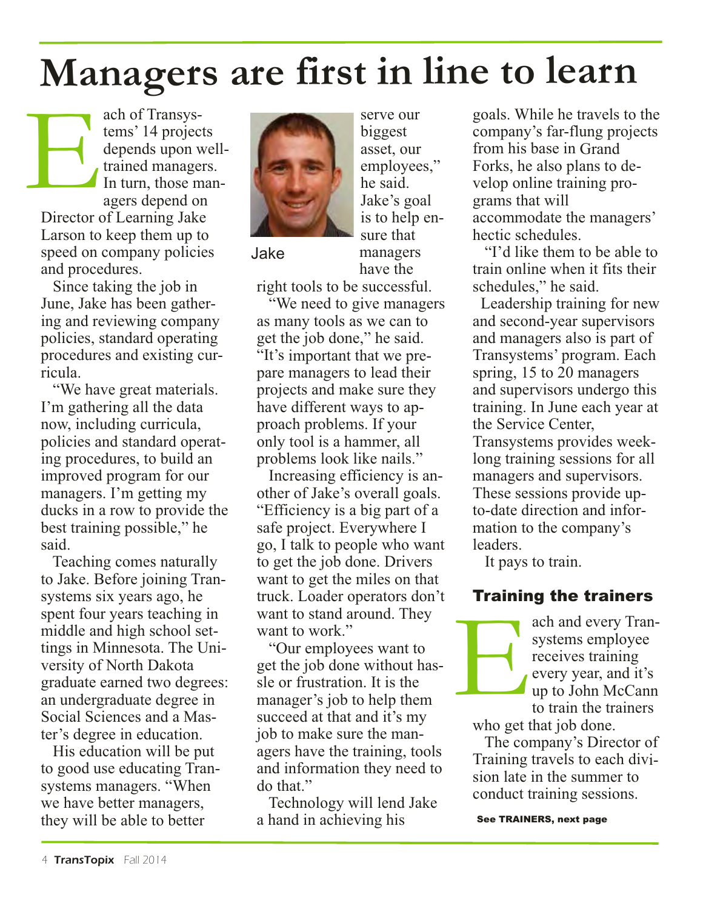# Managers are first in line to learn

Each of Transystems' 14 projects depends upon well-trained managers. In turn, those managers depend on Director of Learning Jake Larson to keep them up to speed on company policies and procedures.

Since taking the job in June, Jake has been gathering and reviewing company policies, standard operating procedures and existing curricula.

"We have great materials. I'm gathering all the data now, including curricula, policies and standard operating procedures, to build an improved program for our managers. I'm getting my ducks in a row to provide the best training possible," he said.

Teaching comes naturally to Jake. Before joining Transystems six years ago, he spent four years teaching in middle and high school settings in Minnesota. The University of North Dakota graduate earned two degrees: an undergraduate degree in Social Sciences and a Master's degree in education.

His education will be put to good use educating Transystems managers. "When we have better managers, they will be able to better serve our biggest asset, our employees," he said. Jake's goal is to help ensure that managers have the right tools to be successful.

Jake

"We need to give managers as many tools as we can to get the job done," he said. "It's important that we prepare managers to lead their projects and make sure they have different ways to approach problems. If your only tool is a hammer, all problems look like nails."

Increasing efficiency is another of Jake's overall goals. "Efficiency is a big part of a safe project. Everywhere I go, I talk to people who want to get the job done. Drivers want to get the miles on that truck. Loader operators don't want to stand around. They want to work."

"Our employees want to get the job done without hassle or frustration. It is the manager's job to help them succeed at that and it's my job to make sure the managers have the training, tools and information they need to do that."

Technology will lend Jake a hand in achieving his goals. While he travels to the company's far-flung projects from his base in Grand Forks, he also plans to develop online training programs that will accommodate the managers' hectic schedules.

"I'd like them to be able to train online when it fits their schedules," he said.

Leadership training for new and second-year supervisors and managers also is part of Transystems' program. Each spring, 15 to 20 managers and supervisors undergo this training. In June each year at the Service Center, Transystems provides week-long training sessions for all managers and supervisors. These sessions provide up-to-date direction and information to the company's leaders.

It pays to train.

## Training the trainers

Each and every Transystems employee receives training every year, and it's up to John McCann to train the trainers who get that job done.

The company's Director of Training travels to each division late in the summer to conduct training sessions.

**See TRAINERS, next page**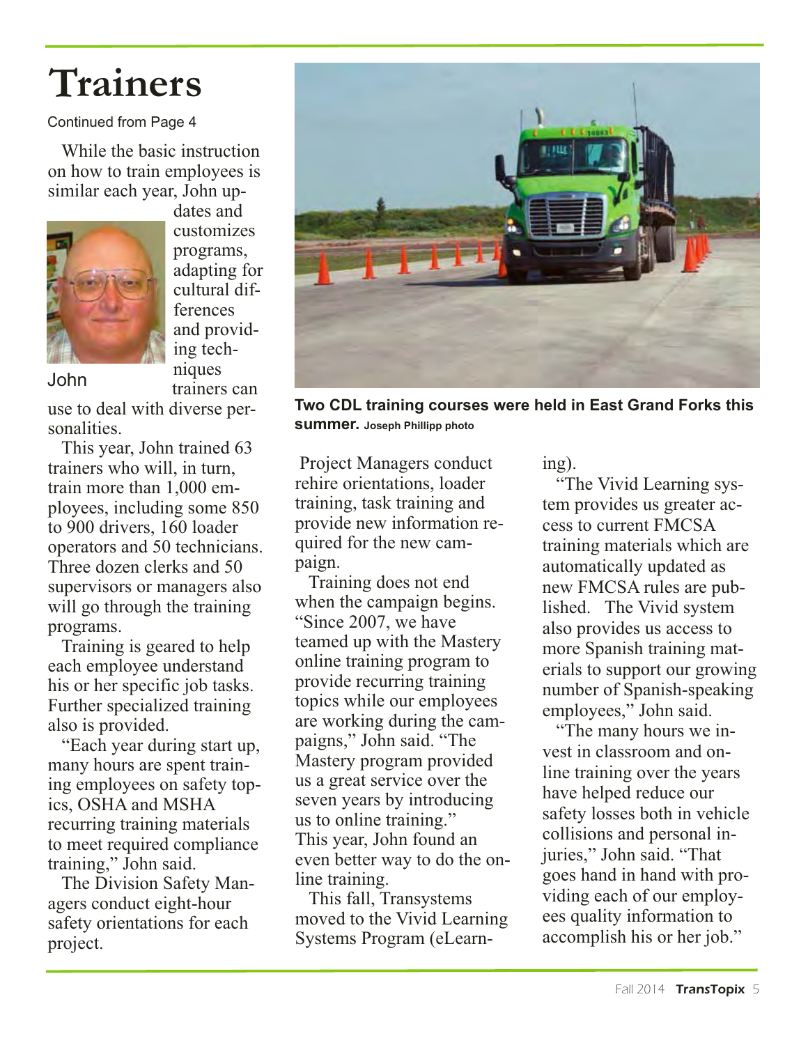# Trainers

Continued from Page 4

While the basic instruction on how to train employees is similar each year, John updates and customizes programs, adapting for cultural differences and providing techniques trainers can use to deal with diverse personalities.

John

This year, John trained 63 trainers who will, in turn, train more than 1,000 employees, including some 850 to 900 drivers, 160 loader operators and 50 technicians. Three dozen clerks and 50 supervisors or managers also will go through the training programs.

Training is geared to help each employee understand his or her specific job tasks. Further specialized training also is provided.

"Each year during start up, many hours are spent training employees on safety topics, OSHA and MSHA recurring training materials to meet required compliance training," John said.

The Division Safety Managers conduct eight-hour safety orientations for each project.

**Two CDL training courses were held in East Grand Forks this summer.** **Joseph Phillipp photo**

Project Managers conduct rehire orientations, loader training, task training and provide new information required for the new campaign.

Training does not end when the campaign begins. "Since 2007, we have teamed up with the Mastery online training program to provide recurring training topics while our employees are working during the campaigns," John said. "The Mastery program provided us a great service over the seven years by introducing us to online training."

This year, John found an even better way to do the online training.

This fall, Transystems moved to the Vivid Learning Systems Program (eLearning).

"The Vivid Learning system provides us greater access to current FMCSA training materials which are automatically updated as new FMCSA rules are published. The Vivid system also provides us access to more Spanish training materials to support our growing number of Spanish-speaking employees," John said.

"The many hours we invest in classroom and online training over the years have helped reduce our safety losses both in vehicle collisions and personal injuries," John said. "That goes hand in hand with providing each of our employees quality information to accomplish his or her job."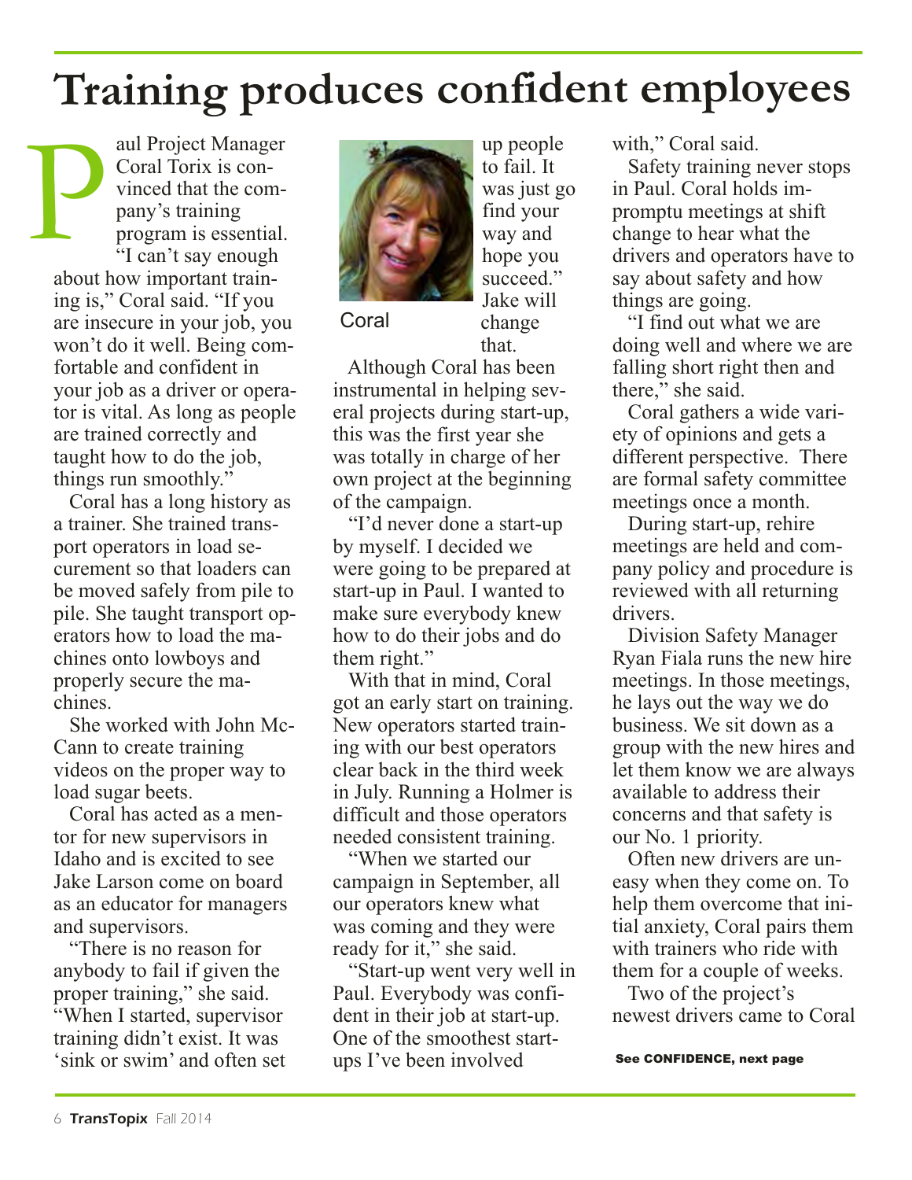# Training produces confident employees

Paul Project Manager Coral Torix is convinced that the company's training program is essential.

"I can't say enough about how important training is," Coral said. "If you are insecure in your job, you won't do it well. Being comfortable and confident in your job as a driver or operator is vital. As long as people are trained correctly and taught how to do the job, things run smoothly."

Coral has a long history as a trainer. She trained transport operators in load securement so that loaders can be moved safely from pile to pile. She taught transport operators how to load the machines onto lowboys and properly secure the machines.

She worked with John McCann to create training videos on the proper way to load sugar beets.

Coral has acted as a mentor for new supervisors in Idaho and is excited to see Jake Larson come on board as an educator for managers and supervisors.

"There is no reason for anybody to fail if given the proper training," she said. "When I started, supervisor training didn't exist. It was 'sink or swim' and often set up people to fail. It was just go find your way and hope you succeed." Jake will change that.

Coral

Although Coral has been instrumental in helping several projects during start-up, this was the first year she was totally in charge of her own project at the beginning of the campaign.

"I'd never done a start-up by myself. I decided we were going to be prepared at start-up in Paul. I wanted to make sure everybody knew how to do their jobs and do them right."

With that in mind, Coral got an early start on training. New operators started training with our best operators clear back in the third week in July. Running a Holmer is difficult and those operators needed consistent training.

"When we started our campaign in September, all our operators knew what was coming and they were ready for it," she said.

"Start-up went very well in Paul. Everybody was confident in their job at start-up. One of the smoothest start-ups I've been involved with," Coral said.

Safety training never stops in Paul. Coral holds impromptu meetings at shift change to hear what the drivers and operators have to say about safety and how things are going.

"I find out what we are doing well and where we are falling short right then and there," she said.

Coral gathers a wide variety of opinions and gets a different perspective. There are formal safety committee meetings once a month.

During start-up, rehire meetings are held and company policy and procedure is reviewed with all returning drivers.

Division Safety Manager Ryan Fiala runs the new hire meetings. In those meetings, he lays out the way we do business. We sit down as a group with the new hires and let them know we are always available to address their concerns and that safety is our No. 1 priority.

Often new drivers are uneasy when they come on. To help them overcome that initial anxiety, Coral pairs them with trainers who ride with them for a couple of weeks.

Two of the project's newest drivers came to Coral

**See CONFIDENCE, next page**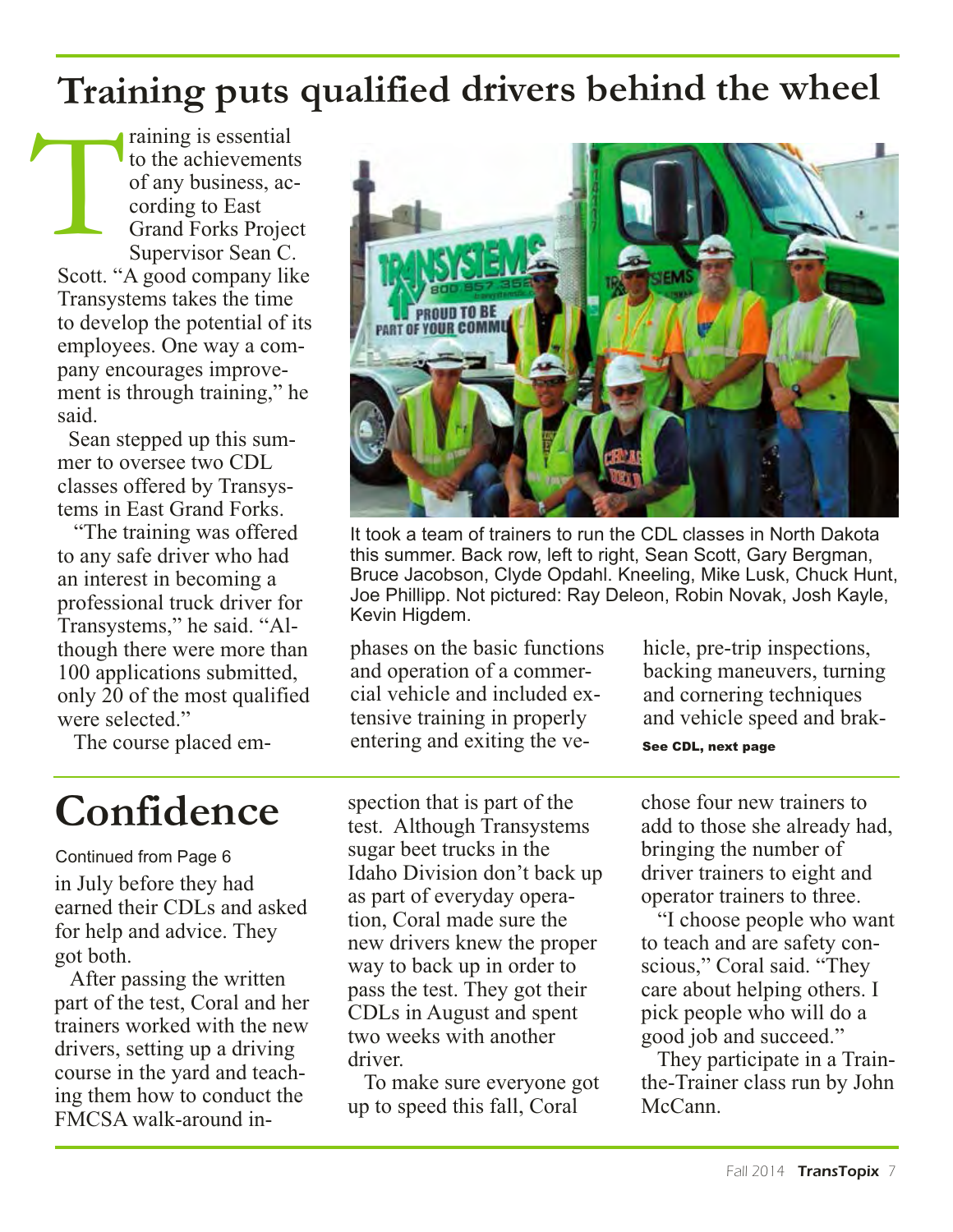# Training puts qualified drivers behind the wheel

Training is essential to the achievements of any business, according to East Grand Forks Project Supervisor Sean C. Scott. "A good company like Transystems takes the time to develop the potential of its employees. One way a company encourages improvement is through training," he said.

Sean stepped up this summer to oversee two CDL classes offered by Transystems in East Grand Forks.

"The training was offered to any safe driver who had an interest in becoming a professional truck driver for Transystems," he said. "Although there were more than 100 applications submitted, only 20 of the most qualified were selected."

The course placed emphases on the basic functions and operation of a commercial vehicle and included extensive training in properly entering and exiting the vehicle, pre-trip inspections, backing maneuvers, turning and cornering techniques and vehicle speed and brak-

**See CDL, next page**

It took a team of trainers to run the CDL classes in North Dakota this summer. Back row, left to right, Sean Scott, Gary Bergman, Bruce Jacobson, Clyde Opdahl. Kneeling, Mike Lusk, Chuck Hunt, Joe Phillipp. Not pictured: Ray Deleon, Robin Novak, Josh Kayle, Kevin Higdem.

# Confidence

Continued from Page 6

in July before they had earned their CDLs and asked for help and advice. They got both.

After passing the written part of the test, Coral and her trainers worked with the new drivers, setting up a driving course in the yard and teaching them how to conduct the FMCSA walk-around inspection that is part of the test. Although Transystems sugar beet trucks in the Idaho Division don't back up as part of everyday operation, Coral made sure the new drivers knew the proper way to back up in order to pass the test. They got their CDLs in August and spent two weeks with another driver.

To make sure everyone got up to speed this fall, Coral chose four new trainers to add to those she already had, bringing the number of driver trainers to eight and operator trainers to three.

"I choose people who want to teach and are safety conscious," Coral said. "They care about helping others. I pick people who will do a good job and succeed."

They participate in a Train-the-Trainer class run by John McCann.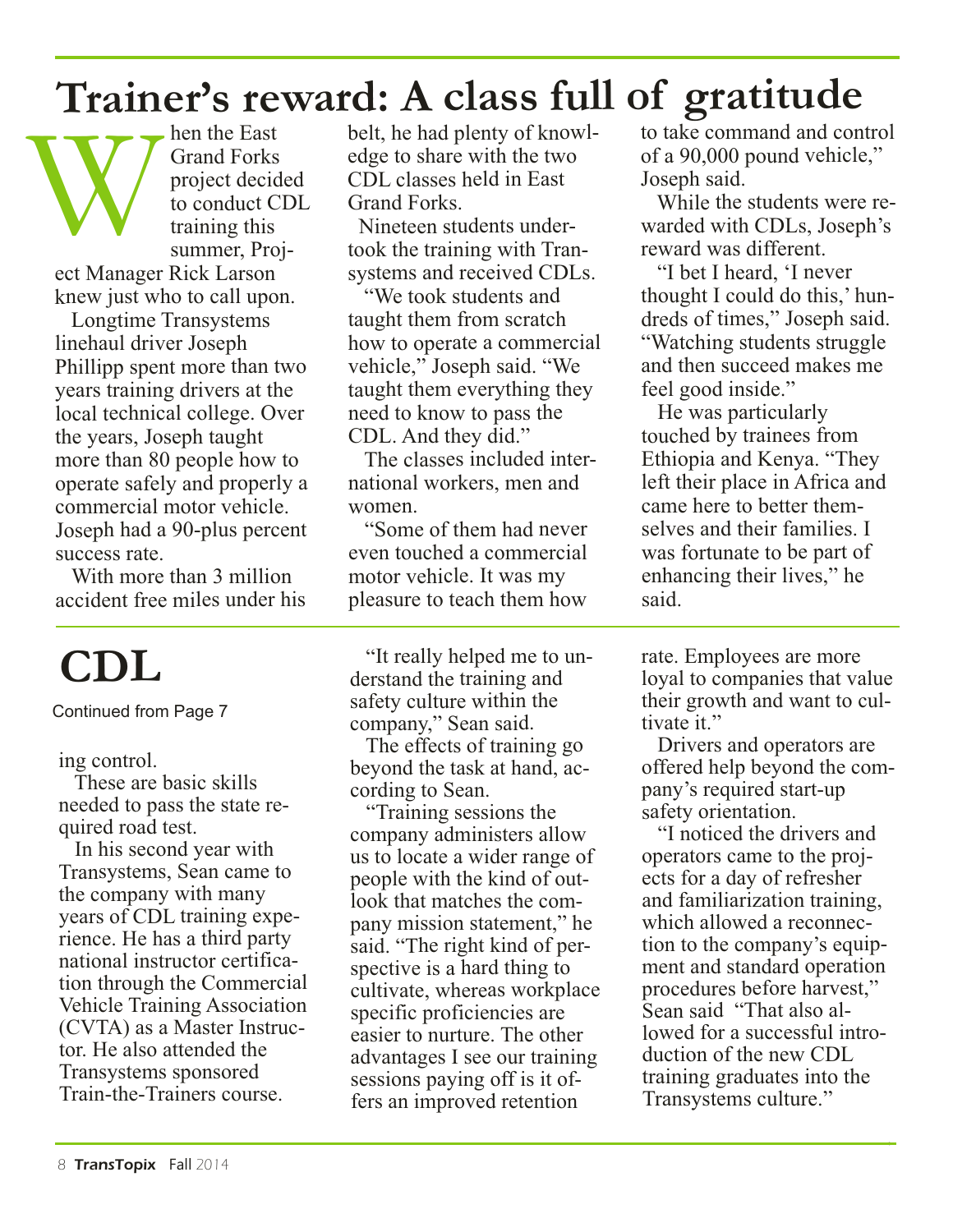# Trainer's reward: A class full of gratitude

When the East Grand Forks project decided to conduct CDL training this summer, Project Manager Rick Larson knew just who to call upon.

Longtime Transystems linehaul driver Joseph Phillipp spent more than two years training drivers at the local technical college. Over the years, Joseph taught more than 80 people how to operate safely and properly a commercial motor vehicle. Joseph had a 90-plus percent success rate.

With more than 3 million accident free miles under his belt, he had plenty of knowledge to share with the two CDL classes held in East Grand Forks.

Nineteen students undertook the training with Transystems and received CDLs.

"We took students and taught them from scratch how to operate a commercial vehicle," Joseph said. "We taught them everything they need to know to pass the CDL. And they did."

The classes included international workers, men and women.

"Some of them had never even touched a commercial motor vehicle. It was my pleasure to teach them how to take command and control of a 90,000 pound vehicle," Joseph said.

While the students were rewarded with CDLs, Joseph's reward was different.

"I bet I heard, 'I never thought I could do this,' hundreds of times," Joseph said. "Watching students struggle and then succeed makes me feel good inside."

He was particularly touched by trainees from Ethiopia and Kenya. "They left their place in Africa and came here to better themselves and their families. I was fortunate to be part of enhancing their lives," he said.

# CDL

Continued from Page 7

ing control.

These are basic skills needed to pass the state required road test.

In his second year with Transystems, Sean came to the company with many years of CDL training experience. He has a third party national instructor certification through the Commercial Vehicle Training Association (CVTA) as a Master Instructor. He also attended the Transystems sponsored Train-the-Trainers course.

"It really helped me to understand the training and safety culture within the company," Sean said.

The effects of training go beyond the task at hand, according to Sean.

"Training sessions the company administers allow us to locate a wider range of people with the kind of outlook that matches the company mission statement," he said. "The right kind of perspective is a hard thing to cultivate, whereas workplace specific proficiencies are easier to nurture. The other advantages I see our training sessions paying off is it offers an improved retention rate. Employees are more loyal to companies that value their growth and want to cultivate it."

Drivers and operators are offered help beyond the company's required start-up safety orientation.

"I noticed the drivers and operators came to the projects for a day of refresher and familiarization training, which allowed a reconnection to the company's equipment and standard operation procedures before harvest," Sean said "That also allowed for a successful introduction of the new CDL training graduates into the Transystems culture."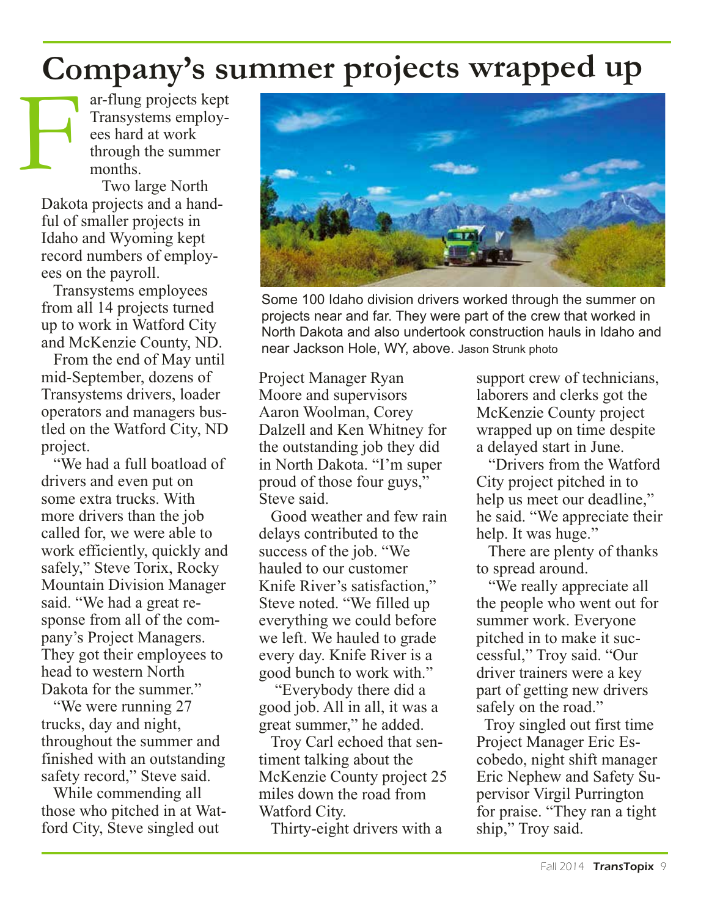# Company's summer projects wrapped up

Far-flung projects kept Transystems employees hard at work through the summer months.

Two large North Dakota projects and a handful of smaller projects in Idaho and Wyoming kept record numbers of employees on the payroll.

Transystems employees from all 14 projects turned up to work in Watford City and McKenzie County, ND.

From the end of May until mid-September, dozens of Transystems drivers, loader operators and managers bustled on the Watford City, ND project.

"We had a full boatload of drivers and even put on some extra trucks. With more drivers than the job called for, we were able to work efficiently, quickly and safely," Steve Torix, Rocky Mountain Division Manager said. "We had a great response from all of the company's Project Managers. They got their employees to head to western North Dakota for the summer."

"We were running 27 trucks, day and night, throughout the summer and finished with an outstanding safety record," Steve said.

While commending all those who pitched in at Watford City, Steve singled out Project Manager Ryan Moore and supervisors Aaron Woolman, Corey Dalzell and Ken Whitney for the outstanding job they did in North Dakota. "I'm super proud of those four guys," Steve said.

Some 100 Idaho division drivers worked through the summer on projects near and far. They were part of the crew that worked in North Dakota and also undertook construction hauls in Idaho and near Jackson Hole, WY, above. Jason Strunk photo

Good weather and few rain delays contributed to the success of the job. "We hauled to our customer Knife River's satisfaction," Steve noted. "We filled up everything we could before we left. We hauled to grade every day. Knife River is a good bunch to work with."

"Everybody there did a good job. All in all, it was a great summer," he added.

Troy Carl echoed that sentiment talking about the McKenzie County project 25 miles down the road from Watford City.

Thirty-eight drivers with a support crew of technicians, laborers and clerks got the McKenzie County project wrapped up on time despite a delayed start in June.

"Drivers from the Watford City project pitched in to help us meet our deadline," he said. "We appreciate their help. It was huge."

There are plenty of thanks to spread around.

"We really appreciate all the people who went out for summer work. Everyone pitched in to make it successful," Troy said. "Our driver trainers were a key part of getting new drivers safely on the road."

Troy singled out first time Project Manager Eric Escobedo, night shift manager Eric Nephew and Safety Supervisor Virgil Purrington for praise. "They ran a tight ship," Troy said.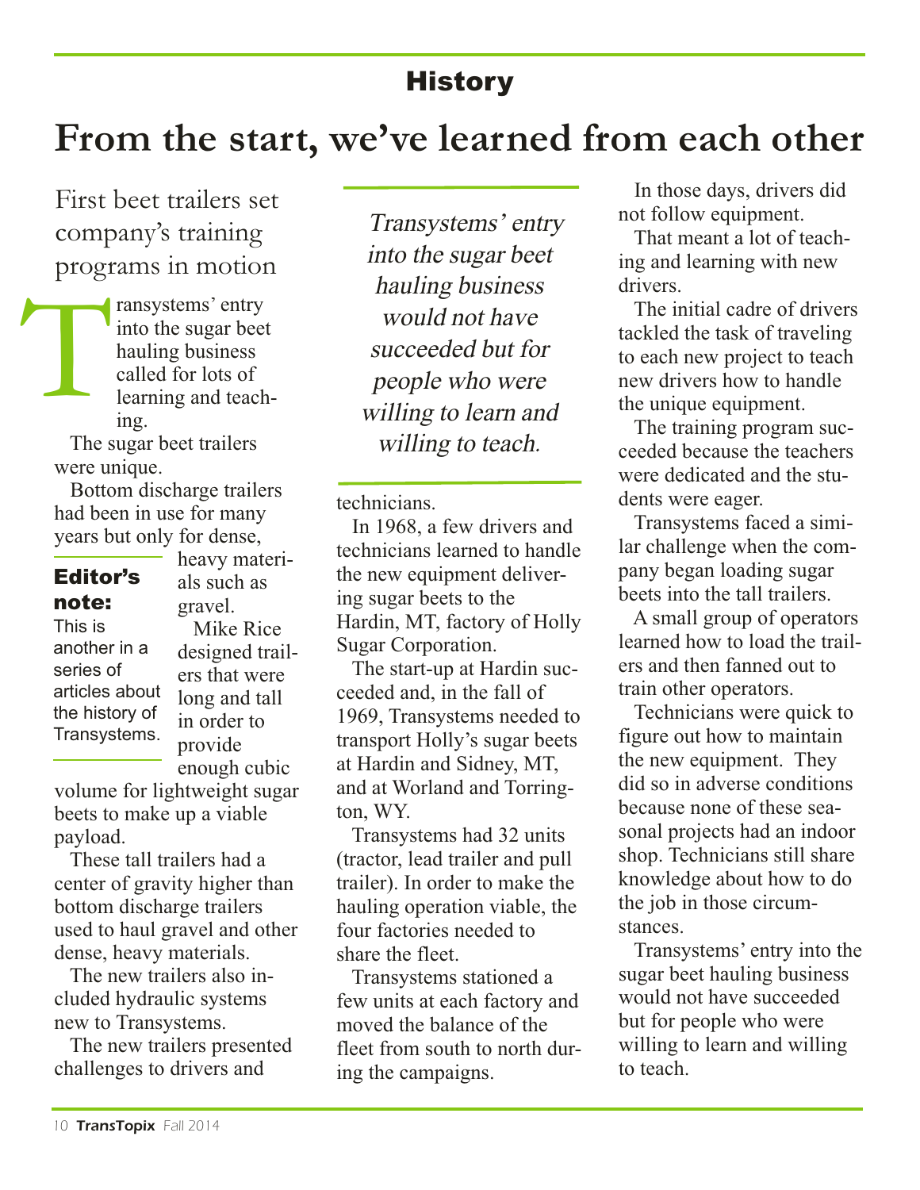## History

# From the start, we've learned from each other

### First beet trailers set company's training programs in motion

Transystems' entry into the sugar beet hauling business called for lots of learning and teaching.

The sugar beet trailers were unique.

Bottom discharge trailers had been in use for many years but only for dense, heavy materials such as gravel.

**Editor's note:**
This is another in a series of articles about the history of Transystems.

Mike Rice designed trailers that were long and tall in order to provide enough cubic volume for lightweight sugar beets to make up a viable payload.

These tall trailers had a center of gravity higher than bottom discharge trailers used to haul gravel and other dense, heavy materials.

The new trailers also included hydraulic systems new to Transystems.

The new trailers presented challenges to drivers and technicians.

*Transystems' entry into the sugar beet hauling business would not have succeeded but for people who were willing to learn and willing to teach.*

In 1968, a few drivers and technicians learned to handle the new equipment delivering sugar beets to the Hardin, MT, factory of Holly Sugar Corporation.

The start-up at Hardin succeeded and, in the fall of 1969, Transystems needed to transport Holly's sugar beets at Hardin and Sidney, MT, and at Worland and Torrington, WY.

Transystems had 32 units (tractor, lead trailer and pull trailer). In order to make the hauling operation viable, the four factories needed to share the fleet.

Transystems stationed a few units at each factory and moved the balance of the fleet from south to north during the campaigns.

In those days, drivers did not follow equipment.

That meant a lot of teaching and learning with new drivers.

The initial cadre of drivers tackled the task of traveling to each new project to teach new drivers how to handle the unique equipment.

The training program succeeded because the teachers were dedicated and the students were eager.

Transystems faced a similar challenge when the company began loading sugar beets into the tall trailers.

A small group of operators learned how to load the trailers and then fanned out to train other operators.

Technicians were quick to figure out how to maintain the new equipment. They did so in adverse conditions because none of these seasonal projects had an indoor shop. Technicians still share knowledge about how to do the job in those circumstances.

Transystems' entry into the sugar beet hauling business would not have succeeded but for people who were willing to learn and willing to teach.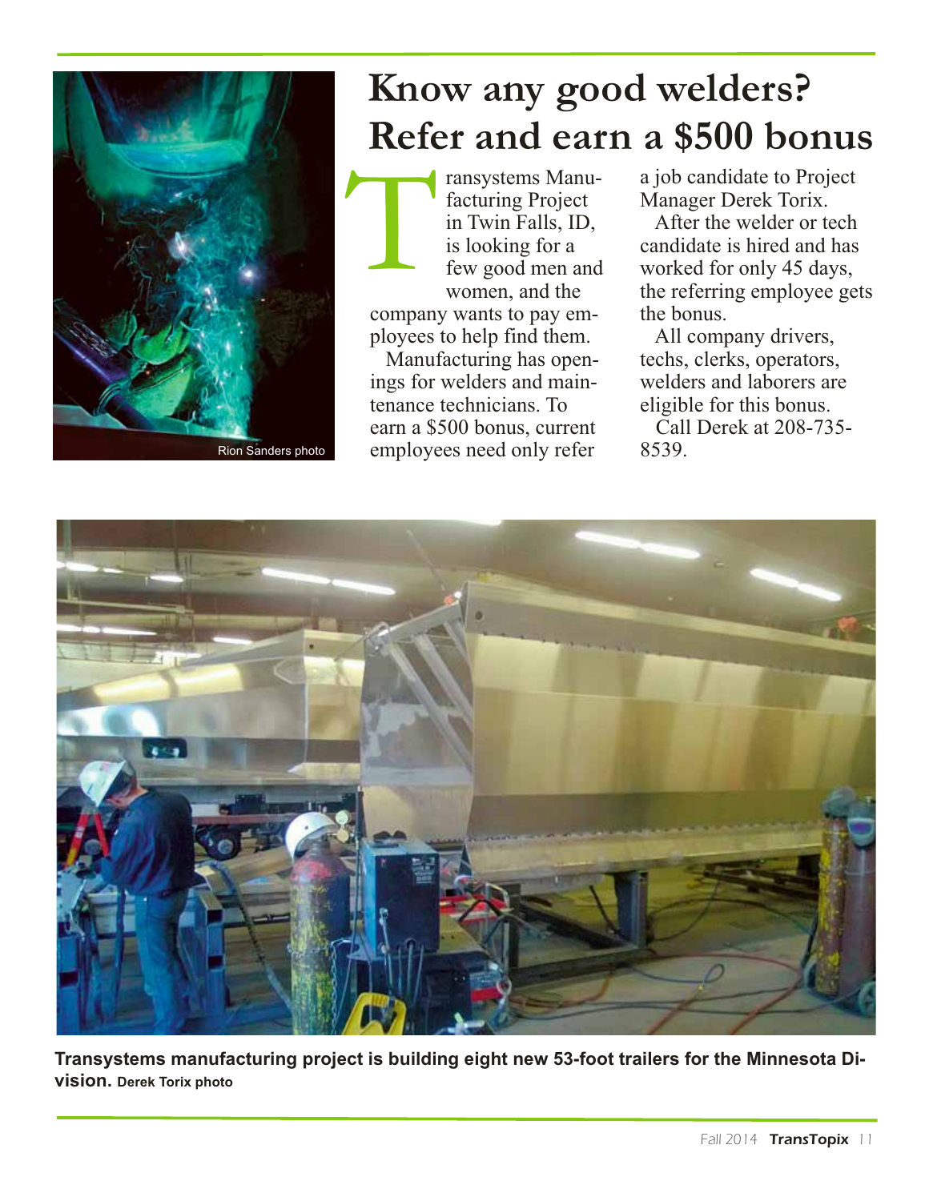# Know any good welders? Refer and earn a $500 bonus

Rion Sanders photo

Transystems Manufacturing Project in Twin Falls, ID, is looking for a few good men and women, and the company wants to pay employees to help find them.

Manufacturing has openings for welders and maintenance technicians. To earn a $500 bonus, current employees need only refer a job candidate to Project Manager Derek Torix.

After the welder or tech candidate is hired and has worked for only 45 days, the referring employee gets the bonus.

All company drivers, techs, clerks, operators, welders and laborers are eligible for this bonus.

Call Derek at 208-735-8539.

**Transystems manufacturing project is building eight new 53-foot trailers for the Minnesota Division.** **Derek Torix photo**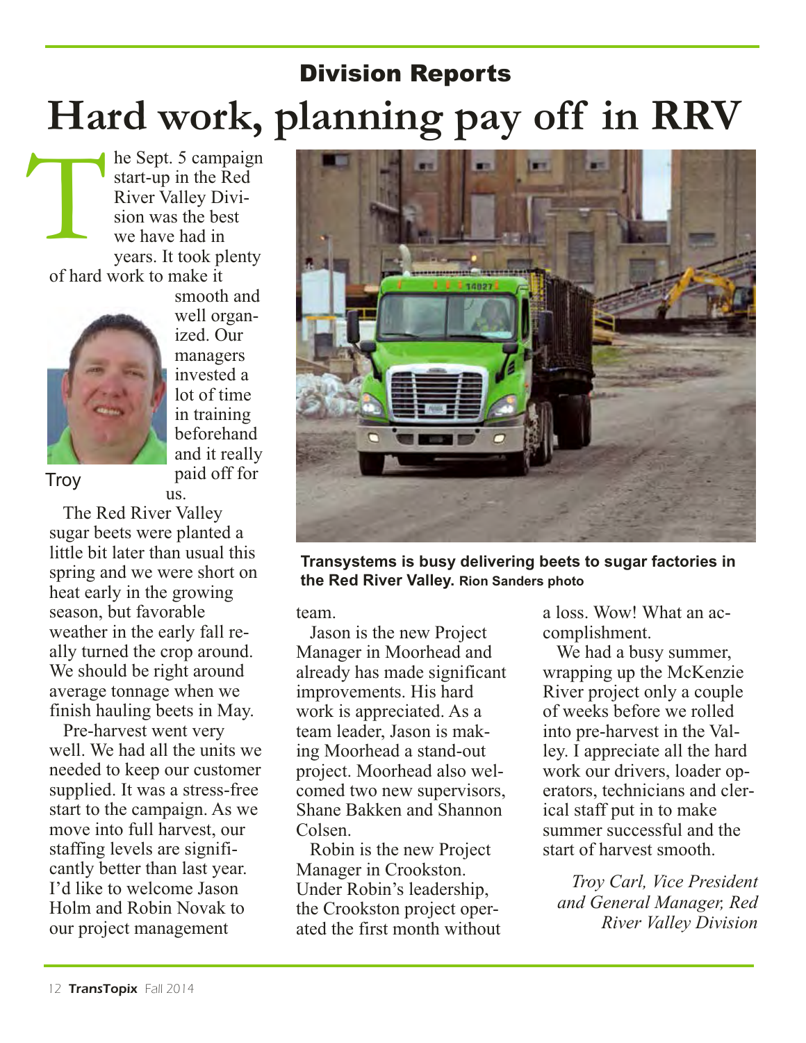## Division Reports

# Hard work, planning pay off in RRV

The Sept. 5 campaign start-up in the Red River Valley Division was the best we have had in years. It took plenty of hard work to make it smooth and well organized. Our managers invested a lot of time in training beforehand and it really paid off for us.

Troy

The Red River Valley sugar beets were planted a little bit later than usual this spring and we were short on heat early in the growing season, but favorable weather in the early fall really turned the crop around. We should be right around average tonnage when we finish hauling beets in May.

Pre-harvest went very well. We had all the units we needed to keep our customer supplied. It was a stress-free start to the campaign. As we move into full harvest, our staffing levels are significantly better than last year. I'd like to welcome Jason Holm and Robin Novak to our project management team.

Jason is the new Project Manager in Moorhead and already has made significant improvements. His hard work is appreciated. As a team leader, Jason is making Moorhead a stand-out project. Moorhead also welcomed two new supervisors, Shane Bakken and Shannon Colsen.

Robin is the new Project Manager in Crookston. Under Robin's leadership, the Crookston project operated the first month without a loss. Wow! What an accomplishment.

We had a busy summer, wrapping up the McKenzie River project only a couple of weeks before we rolled into pre-harvest in the Valley. I appreciate all the hard work our drivers, loader operators, technicians and clerical staff put in to make summer successful and the start of harvest smooth.

*Troy Carl, Vice President and General Manager, Red River Valley Division*

**Transystems is busy delivering beets to sugar factories in the Red River Valley.** **Rion Sanders photo**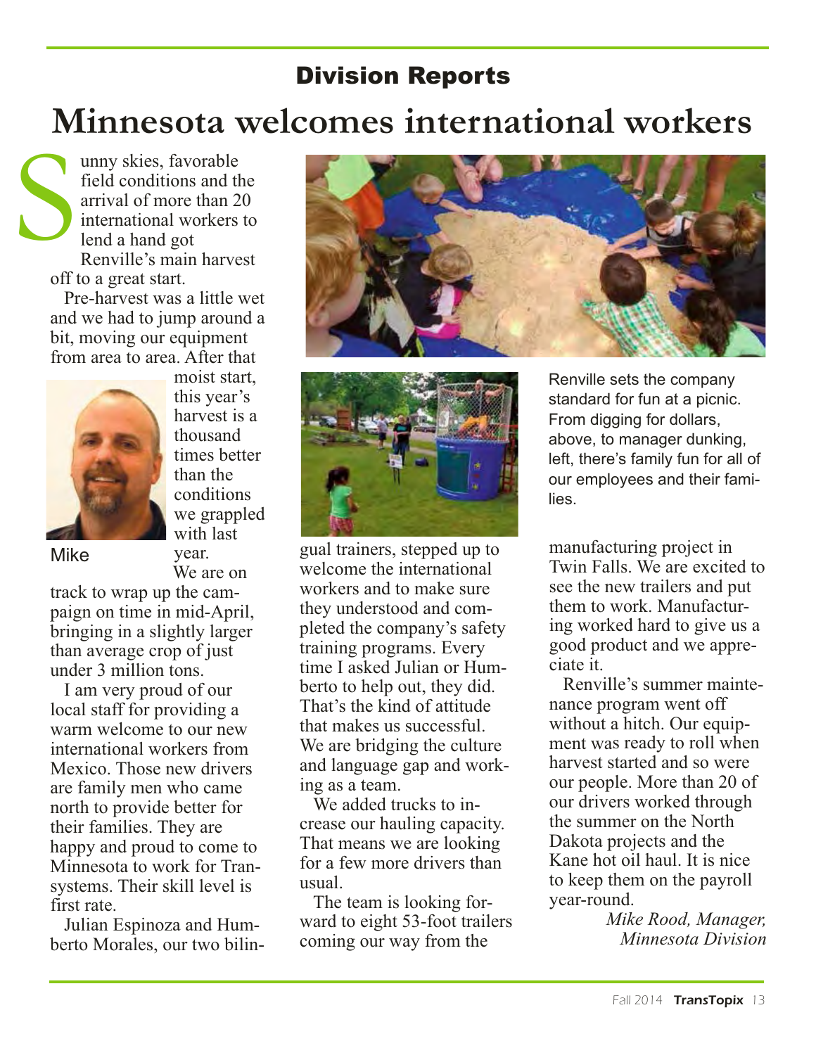## Division Reports

# Minnesota welcomes international workers

Sunny skies, favorable field conditions and the arrival of more than 20 international workers to lend a hand got Renville's main harvest off to a great start.

Pre-harvest was a little wet and we had to jump around a bit, moving our equipment from area to area. After that moist start, this year's harvest is a thousand times better than the conditions we grappled with last year.

Mike

We are on track to wrap up the campaign on time in mid-April, bringing in a slightly larger than average crop of just under 3 million tons.

I am very proud of our local staff for providing a warm welcome to our new international workers from Mexico. Those new drivers are family men who came north to provide better for their families. They are happy and proud to come to Minnesota to work for Transystems. Their skill level is first rate.

Julian Espinoza and Humberto Morales, our two bilingual trainers, stepped up to welcome the international workers and to make sure they understood and completed the company's safety training programs. Every time I asked Julian or Humberto to help out, they did. That's the kind of attitude that makes us successful. We are bridging the culture and language gap and working as a team.

We added trucks to increase our hauling capacity. That means we are looking for a few more drivers than usual.

The team is looking forward to eight 53-foot trailers coming our way from the manufacturing project in Twin Falls. We are excited to see the new trailers and put them to work. Manufacturing worked hard to give us a good product and we appreciate it.

Renville's summer maintenance program went off without a hitch. Our equipment was ready to roll when harvest started and so were our people. More than 20 of our drivers worked through the summer on the North Dakota projects and the Kane hot oil haul. It is nice to keep them on the payroll year-round.

*Mike Rood, Manager, Minnesota Division*

Renville sets the company standard for fun at a picnic. From digging for dollars, above, to manager dunking, left, there's family fun for all of our employees and their families.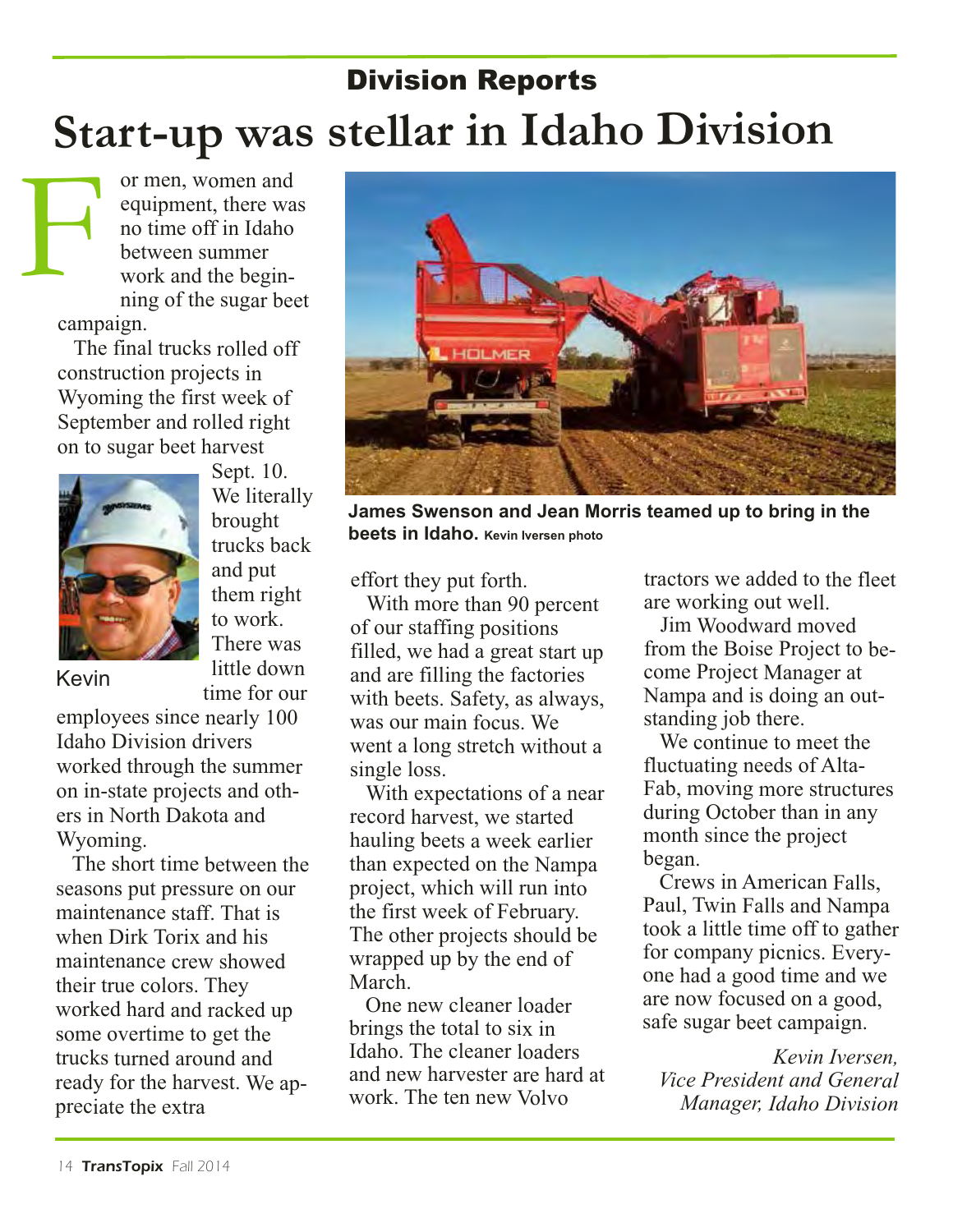## Division Reports

# Start-up was stellar in Idaho Division

For men, women and equipment, there was no time off in Idaho between summer work and the beginning of the sugar beet campaign.

The final trucks rolled off construction projects in Wyoming the first week of September and rolled right on to sugar beet harvest Sept. 10. We literally brought trucks back and put them right to work. There was little down time for our employees since nearly 100 Idaho Division drivers worked through the summer on in-state projects and others in North Dakota and Wyoming.

Kevin

The short time between the seasons put pressure on our maintenance staff. That is when Dirk Torix and his maintenance crew showed their true colors. They worked hard and racked up some overtime to get the trucks turned around and ready for the harvest. We appreciate the extra effort they put forth.

**James Swenson and Jean Morris teamed up to bring in the beets in Idaho.** Kevin Iversen photo

With more than 90 percent of our staffing positions filled, we had a great start up and are filling the factories with beets. Safety, as always, was our main focus. We went a long stretch without a single loss.

With expectations of a near record harvest, we started hauling beets a week earlier than expected on the Nampa project, which will run into the first week of February. The other projects should be wrapped up by the end of March.

One new cleaner loader brings the total to six in Idaho. The cleaner loaders and new harvester are hard at work. The ten new Volvo tractors we added to the fleet are working out well.

Jim Woodward moved from the Boise Project to become Project Manager at Nampa and is doing an outstanding job there.

We continue to meet the fluctuating needs of Alta-Fab, moving more structures during October than in any month since the project began.

Crews in American Falls, Paul, Twin Falls and Nampa took a little time off to gather for company picnics. Everyone had a good time and we are now focused on a good, safe sugar beet campaign.

*Kevin Iversen,*
*Vice President and General Manager, Idaho Division*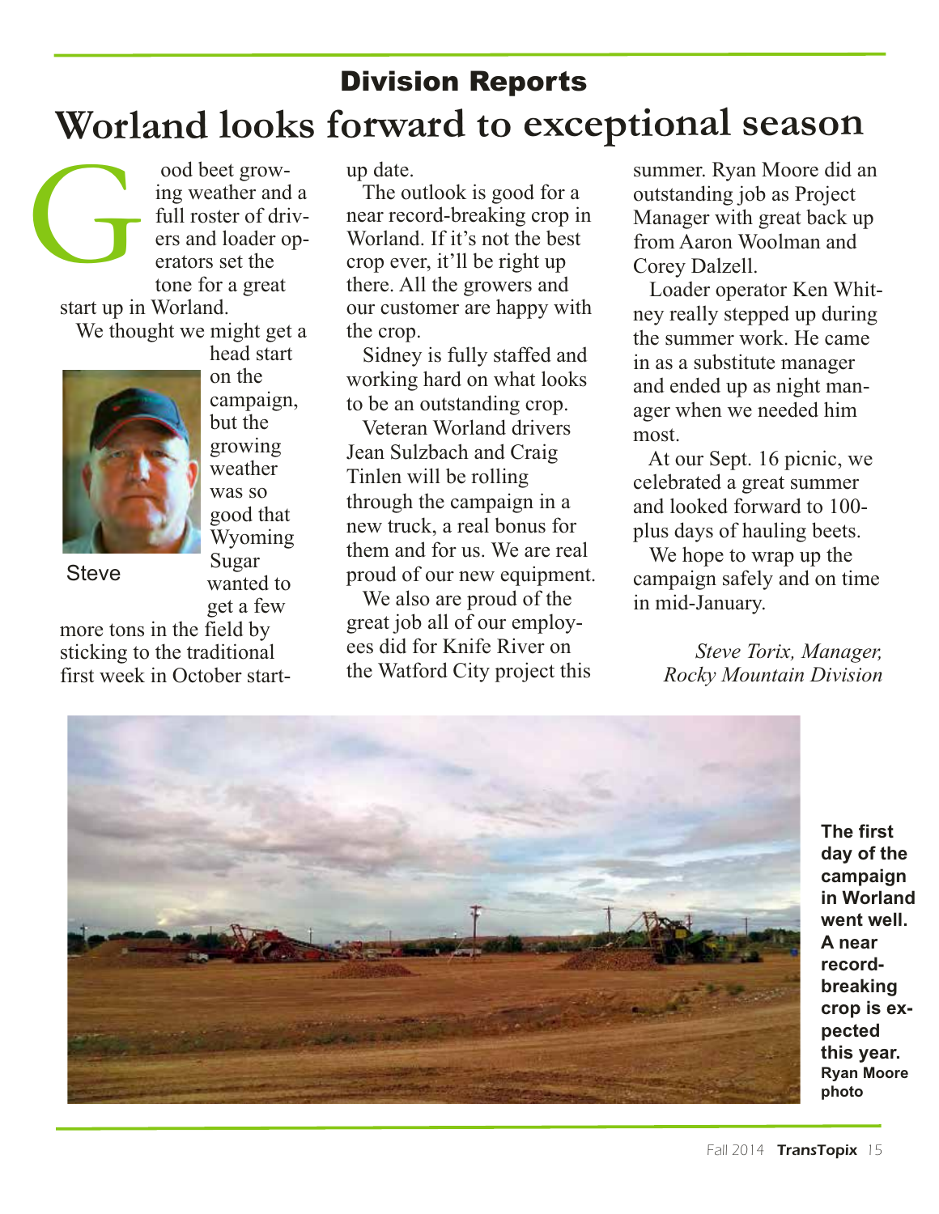## Division Reports

# Worland looks forward to exceptional season

Good beet growing weather and a full roster of drivers and loader operators set the tone for a great start up in Worland.

We thought we might get a head start on the campaign, but the growing weather was so good that Wyoming Sugar wanted to get a few more tons in the field by sticking to the traditional first week in October start-up date.

Steve

The outlook is good for a near record-breaking crop in Worland. If it's not the best crop ever, it'll be right up there. All the growers and our customer are happy with the crop.

Sidney is fully staffed and working hard on what looks to be an outstanding crop.

Veteran Worland drivers Jean Sulzbach and Craig Tinlen will be rolling through the campaign in a new truck, a real bonus for them and for us. We are real proud of our new equipment.

We also are proud of the great job all of our employees did for Knife River on the Watford City project this summer. Ryan Moore did an outstanding job as Project Manager with great back up from Aaron Woolman and Corey Dalzell.

Loader operator Ken Whitney really stepped up during the summer work. He came in as a substitute manager and ended up as night manager when we needed him most.

At our Sept. 16 picnic, we celebrated a great summer and looked forward to 100-plus days of hauling beets.

We hope to wrap up the campaign safely and on time in mid-January.

*Steve Torix, Manager,*
*Rocky Mountain Division*

**The first day of the campaign in Worland went well. A near record-breaking crop is expected this year.** **Ryan Moore photo**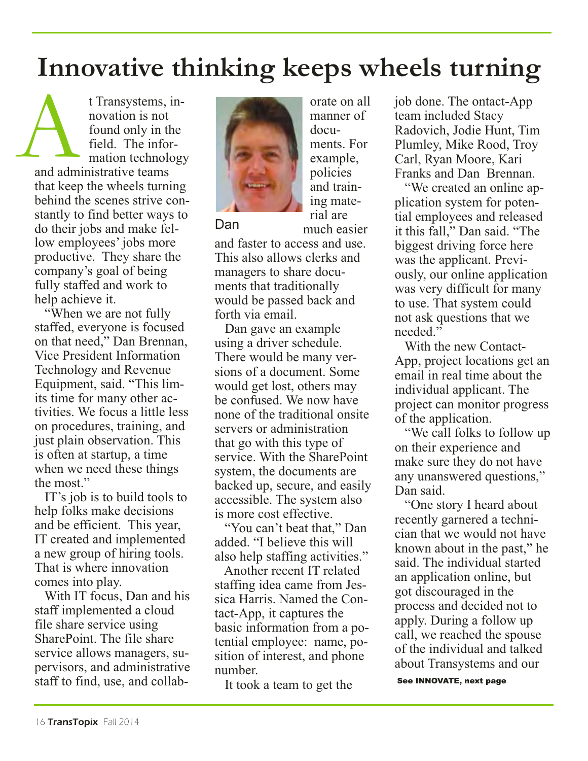# Innovative thinking keeps wheels turning

At Transystems, innovation is not found only in the field. The information technology and administrative teams that keep the wheels turning behind the scenes strive constantly to find better ways to do their jobs and make fellow employees' jobs more productive. They share the company's goal of being fully staffed and work to help achieve it.

"When we are not fully staffed, everyone is focused on that need," Dan Brennan, Vice President Information Technology and Revenue Equipment, said. "This limits time for many other activities. We focus a little less on procedures, training, and just plain observation. This is often at startup, a time when we need these things the most."

IT's job is to build tools to help folks make decisions and be efficient. This year, IT created and implemented a new group of hiring tools. That is where innovation comes into play.

With IT focus, Dan and his staff implemented a cloud file share service using SharePoint. The file share service allows managers, supervisors, and administrative staff to find, use, and collaborate on all manner of documents. For example, policies and training material are much easier and faster to access and use. This also allows clerks and managers to share documents that traditionally would be passed back and forth via email.

Dan

Dan gave an example using a driver schedule. There would be many versions of a document. Some would get lost, others may be confused. We now have none of the traditional onsite servers or administration that go with this type of service. With the SharePoint system, the documents are backed up, secure, and easily accessible. The system also is more cost effective.

"You can't beat that," Dan added. "I believe this will also help staffing activities."

Another recent IT related staffing idea came from Jessica Harris. Named the Contact-App, it captures the basic information from a potential employee: name, position of interest, and phone number.

It took a team to get the job done. The ontact-App team included Stacy Radovich, Jodie Hunt, Tim Plumley, Mike Rood, Troy Carl, Ryan Moore, Kari Franks and Dan Brennan.

"We created an online application system for potential employees and released it this fall," Dan said. "The biggest driving force here was the applicant. Previously, our online application was very difficult for many to use. That system could not ask questions that we needed."

With the new Contact-App, project locations get an email in real time about the individual applicant. The project can monitor progress of the application.

"We call folks to follow up on their experience and make sure they do not have any unanswered questions," Dan said.

"One story I heard about recently garnered a technician that we would not have known about in the past," he said. The individual started an application online, but got discouraged in the process and decided not to apply. During a follow up call, we reached the spouse of the individual and talked about Transystems and our

**See INNOVATE, next page**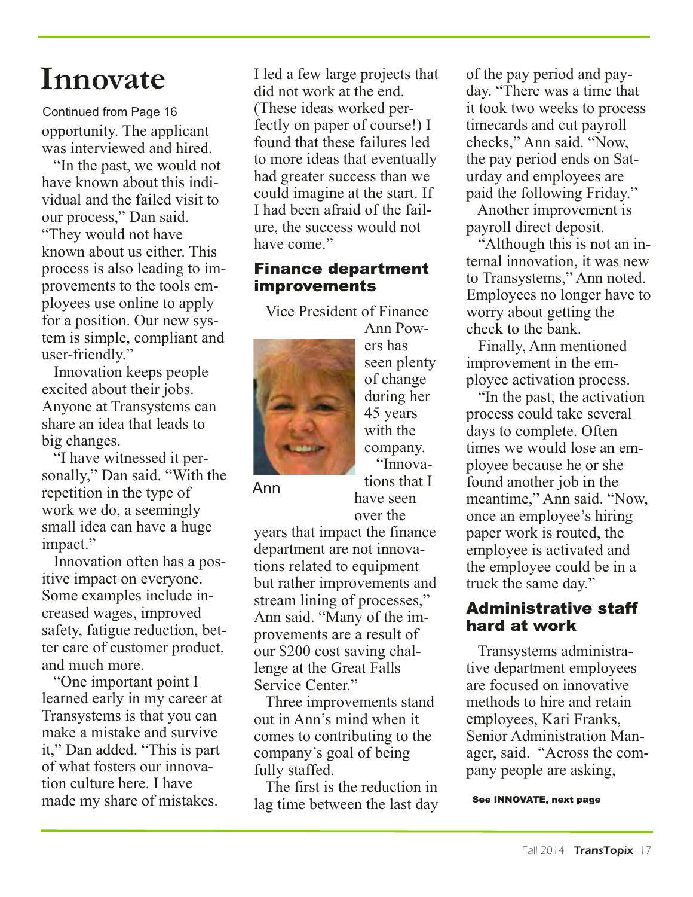# Innovate

Continued from Page 16

opportunity. The applicant was interviewed and hired.

"In the past, we would not have known about this individual and the failed visit to our process," Dan said. "They would not have known about us either. This process is also leading to improvements to the tools employees use online to apply for a position. Our new system is simple, compliant and user-friendly."

Innovation keeps people excited about their jobs. Anyone at Transystems can share an idea that leads to big changes.

"I have witnessed it personally," Dan said. "With the repetition in the type of work we do, a seemingly small idea can have a huge impact."

Innovation often has a positive impact on everyone. Some examples include increased wages, improved safety, fatigue reduction, better care of customer product, and much more.

"One important point I learned early in my career at Transystems is that you can make a mistake and survive it," Dan added. "This is part of what fosters our innovation culture here. I have made my share of mistakes. I led a few large projects that did not work at the end. (These ideas worked perfectly on paper of course!) I found that these failures led to more ideas that eventually had greater success than we could imagine at the start. If I had been afraid of the failure, the success would not have come."

## Finance department improvements

Vice President of Finance Ann Powers has seen plenty of change during her 45 years with the company.

Ann

"Innovations that I have seen over the years that impact the finance department are not innovations related to equipment but rather improvements and stream lining of processes," Ann said. "Many of the improvements are a result of our $200 cost saving challenge at the Great Falls Service Center."

Three improvements stand out in Ann's mind when it comes to contributing to the company's goal of being fully staffed.

The first is the reduction in lag time between the last day of the pay period and payday. "There was a time that it took two weeks to process timecards and cut payroll checks," Ann said. "Now, the pay period ends on Saturday and employees are paid the following Friday."

Another improvement is payroll direct deposit.

"Although this is not an internal innovation, it was new to Transystems," Ann noted. Employees no longer have to worry about getting the check to the bank.

Finally, Ann mentioned improvement in the employee activation process.

"In the past, the activation process could take several days to complete. Often times we would lose an employee because he or she found another job in the meantime," Ann said. "Now, once an employee's hiring paper work is routed, the employee is activated and the employee could be in a truck the same day."

## Administrative staff hard at work

Transystems administrative department employees are focused on innovative methods to hire and retain employees, Kari Franks, Senior Administration Manager, said. "Across the company people are asking,

See INNOVATE, next page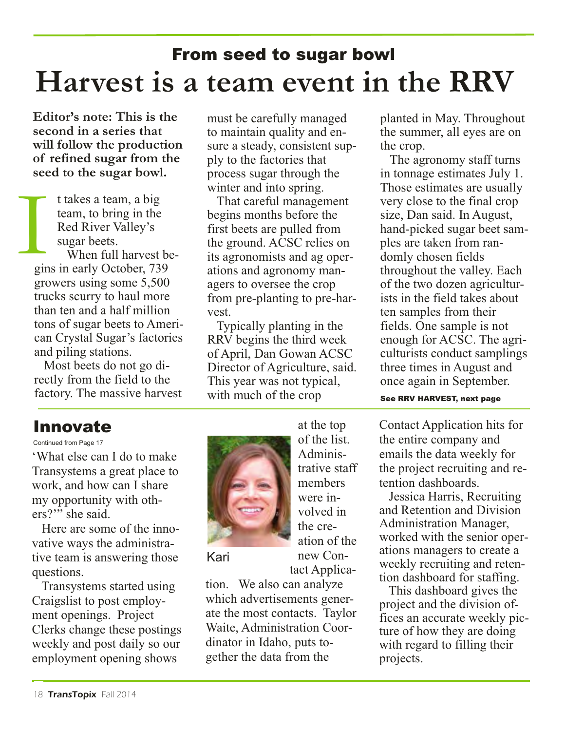## From seed to sugar bowl

# Harvest is a team event in the RRV

**Editor's note: This is the second in a series that will follow the production of refined sugar from the seed to the sugar bowl.**

It takes a team, a big team, to bring in the Red River Valley's sugar beets.

When full harvest begins in early October, 739 growers using some 5,500 trucks scurry to haul more than ten and a half million tons of sugar beets to American Crystal Sugar's factories and piling stations.

Most beets do not go directly from the field to the factory. The massive harvest must be carefully managed to maintain quality and ensure a steady, consistent supply to the factories that process sugar through the winter and into spring.

That careful management begins months before the first beets are pulled from the ground. ACSC relies on its agronomists and ag operations and agronomy managers to oversee the crop from pre-planting to pre-harvest.

Typically planting in the RRV begins the third week of April, Dan Gowan ACSC Director of Agriculture, said. This year was not typical, with much of the crop planted in May. Throughout the summer, all eyes are on the crop.

The agronomy staff turns in tonnage estimates July 1. Those estimates are usually very close to the final crop size, Dan said. In August, hand-picked sugar beet samples are taken from randomly chosen fields throughout the valley. Each of the two dozen agriculturists in the field takes about ten samples from their fields. One sample is not enough for ACSC. The agriculturists conduct samplings three times in August and once again in September.

**See RRV HARVEST, next page**

## Innovate

Continued from Page 17

'What else can I do to make Transystems a great place to work, and how can I share my opportunity with others?'" she said.

Here are some of the innovative ways the administrative team is answering those questions.

Transystems started using Craigslist to post employment openings. Project Clerks change these postings weekly and post daily so our employment opening shows at the top of the list. Administrative staff members were involved in the creation of the new Contact Application. We also can analyze which advertisements generate the most contacts. Taylor Waite, Administration Coordinator in Idaho, puts together the data from the Contact Application hits for the entire company and emails the data weekly for the project recruiting and retention dashboards.

Kari

Jessica Harris, Recruiting and Retention and Division Administration Manager, worked with the senior operations managers to create a weekly recruiting and retention dashboard for staffing.

This dashboard gives the project and the division offices an accurate weekly picture of how they are doing with regard to filling their projects.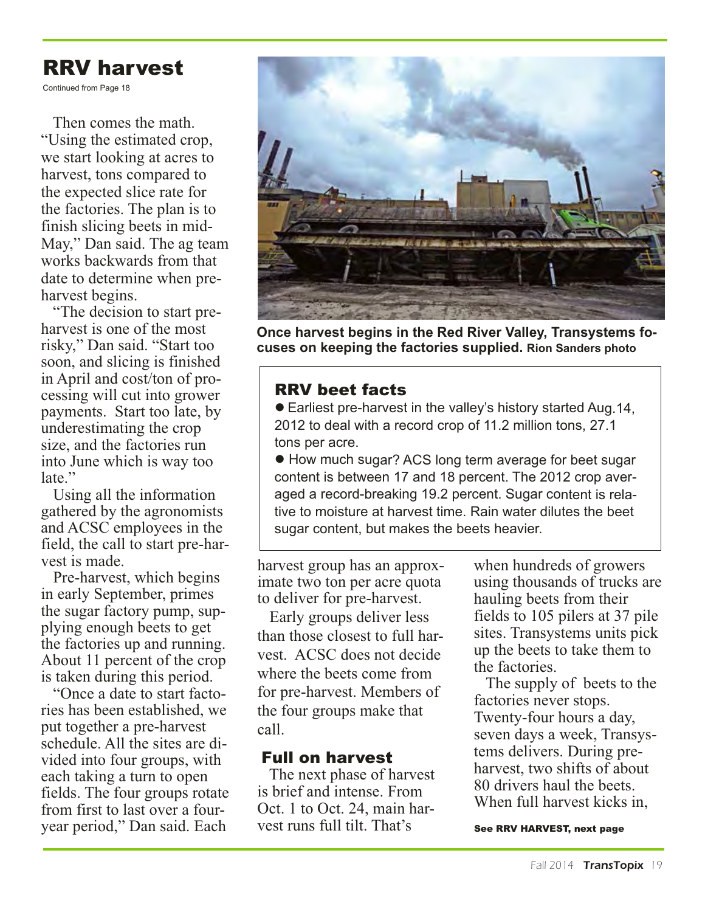## RRV harvest

Continued from Page 18

Then comes the math. "Using the estimated crop, we start looking at acres to harvest, tons compared to the expected slice rate for the factories. The plan is to finish slicing beets in mid-May," Dan said. The ag team works backwards from that date to determine when pre-harvest begins.

"The decision to start pre-harvest is one of the most risky," Dan said. "Start too soon, and slicing is finished in April and cost/ton of processing will cut into grower payments. Start too late, by underestimating the crop size, and the factories run into June which is way too late."

Using all the information gathered by the agronomists and ACSC employees in the field, the call to start pre-harvest is made.

Pre-harvest, which begins in early September, primes the sugar factory pump, supplying enough beets to get the factories up and running. About 11 percent of the crop is taken during this period.

"Once a date to start factories has been established, we put together a pre-harvest schedule. All the sites are divided into four groups, with each taking a turn to open fields. The four groups rotate from first to last over a four-year period," Dan said. Each harvest group has an approximate two ton per acre quota to deliver for pre-harvest.

Early groups deliver less than those closest to full harvest. ACSC does not decide where the beets come from for pre-harvest. Members of the four groups make that call.

**Once harvest begins in the Red River Valley, Transystems focuses on keeping the factories supplied.** Rion Sanders photo

### RRV beet facts

- Earliest pre-harvest in the valley's history started Aug.14, 2012 to deal with a record crop of 11.2 million tons, 27.1 tons per acre.
- How much sugar? ACS long term average for beet sugar content is between 17 and 18 percent. The 2012 crop averaged a record-breaking 19.2 percent. Sugar content is relative to moisture at harvest time. Rain water dilutes the beet sugar content, but makes the beets heavier.

### Full on harvest

The next phase of harvest is brief and intense. From Oct. 1 to Oct. 24, main harvest runs full tilt. That's when hundreds of growers using thousands of trucks are hauling beets from their fields to 105 pilers at 37 pile sites. Transystems units pick up the beets to take them to the factories.

The supply of beets to the factories never stops. Twenty-four hours a day, seven days a week, Transystems delivers. During pre-harvest, two shifts of about 80 drivers haul the beets. When full harvest kicks in,

**See RRV HARVEST, next page**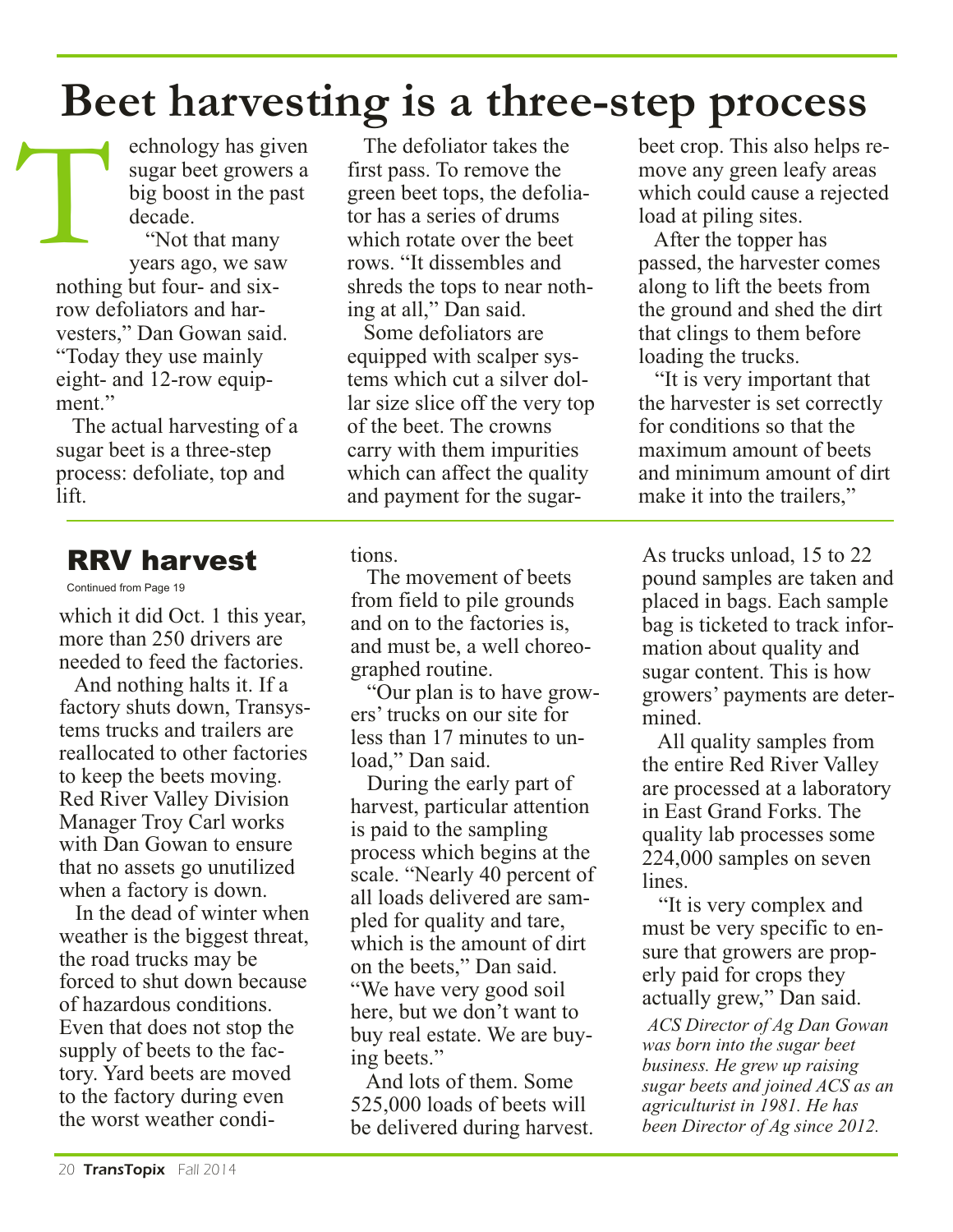# Beet harvesting is a three-step process

Technology has given sugar beet growers a big boost in the past decade.

"Not that many years ago, we saw nothing but four- and six-row defoliators and harvesters," Dan Gowan said. "Today they use mainly eight- and 12-row equipment."

The actual harvesting of a sugar beet is a three-step process: defoliate, top and lift.

The defoliator takes the first pass. To remove the green beet tops, the defoliator has a series of drums which rotate over the beet rows. "It dissembles and shreds the tops to near nothing at all," Dan said.

Some defoliators are equipped with scalper systems which cut a silver dollar size slice off the very top of the beet. The crowns carry with them impurities which can affect the quality and payment for the sugar-beet crop. This also helps remove any green leafy areas which could cause a rejected load at piling sites.

After the topper has passed, the harvester comes along to lift the beets from the ground and shed the dirt that clings to them before loading the trucks.

"It is very important that the harvester is set correctly for conditions so that the maximum amount of beets and minimum amount of dirt make it into the trailers,"

## RRV harvest

Continued from Page 19

which it did Oct. 1 this year, more than 250 drivers are needed to feed the factories.

And nothing halts it. If a factory shuts down, Transystems trucks and trailers are reallocated to other factories to keep the beets moving. Red River Valley Division Manager Troy Carl works with Dan Gowan to ensure that no assets go unutilized when a factory is down.

In the dead of winter when weather is the biggest threat, the road trucks may be forced to shut down because of hazardous conditions. Even that does not stop the supply of beets to the factory. Yard beets are moved to the factory during even the worst weather conditions.

The movement of beets from field to pile grounds and on to the factories is, and must be, a well choreographed routine.

"Our plan is to have growers' trucks on our site for less than 17 minutes to unload," Dan said.

During the early part of harvest, particular attention is paid to the sampling process which begins at the scale. "Nearly 40 percent of all loads delivered are sampled for quality and tare, which is the amount of dirt on the beets," Dan said. "We have very good soil here, but we don't want to buy real estate. We are buying beets."

And lots of them. Some 525,000 loads of beets will be delivered during harvest. As trucks unload, 15 to 22 pound samples are taken and placed in bags. Each sample bag is ticketed to track information about quality and sugar content. This is how growers' payments are determined.

All quality samples from the entire Red River Valley are processed at a laboratory in East Grand Forks. The quality lab processes some 224,000 samples on seven lines.

"It is very complex and must be very specific to ensure that growers are properly paid for crops they actually grew," Dan said.

*ACS Director of Ag Dan Gowan was born into the sugar beet business. He grew up raising sugar beets and joined ACS as an agriculturist in 1981. He has been Director of Ag since 2012.*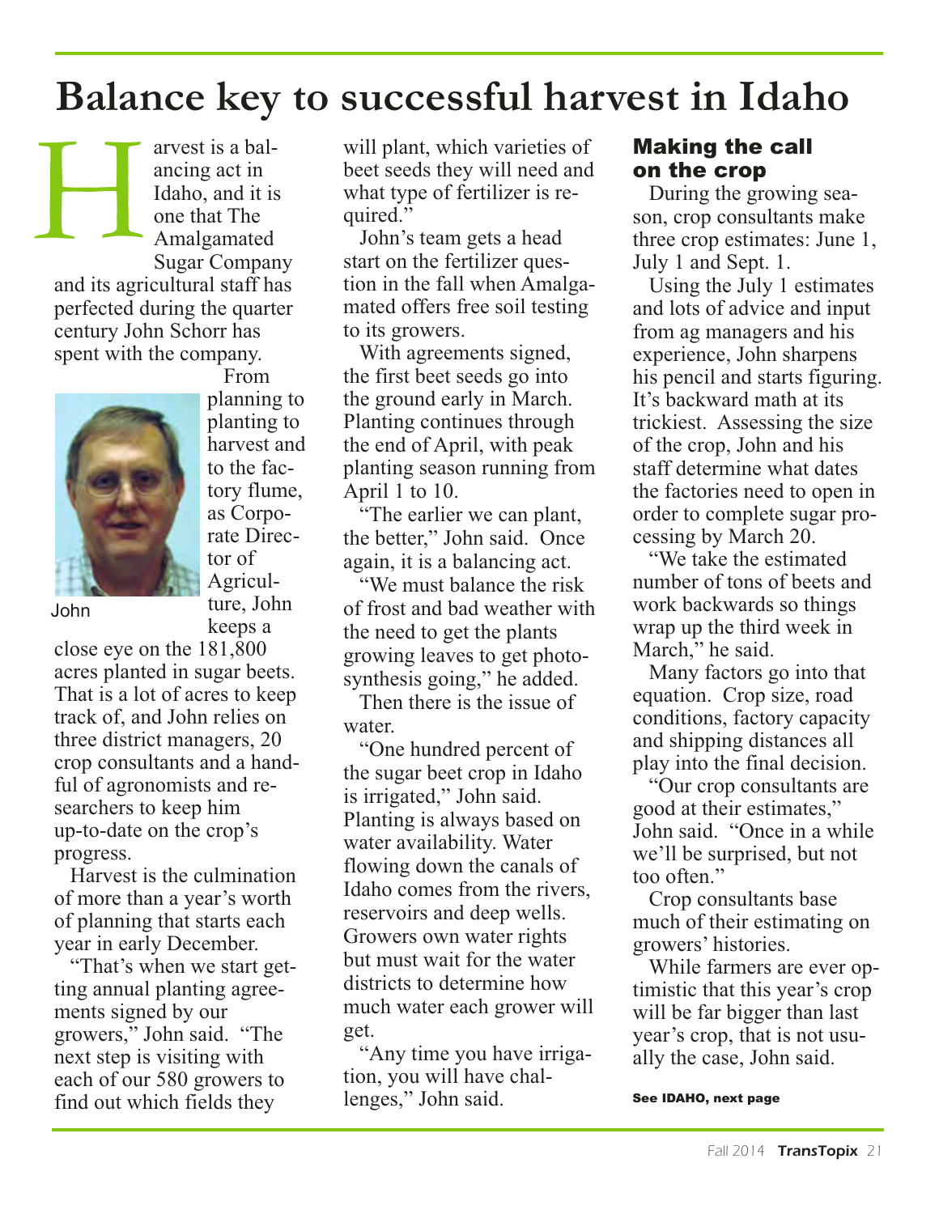# Balance key to successful harvest in Idaho

Harvest is a balancing act in Idaho, and it is one that The Amalgamated Sugar Company and its agricultural staff has perfected during the quarter century John Schorr has spent with the company.

John

From planning to planting to harvest and to the factory flume, as Corporate Director of Agriculture, John keeps a close eye on the 181,800 acres planted in sugar beets. That is a lot of acres to keep track of, and John relies on three district managers, 20 crop consultants and a handful of agronomists and researchers to keep him up-to-date on the crop's progress.

Harvest is the culmination of more than a year's worth of planning that starts each year in early December.

"That's when we start getting annual planting agreements signed by our growers," John said. "The next step is visiting with each of our 580 growers to find out which fields they will plant, which varieties of beet seeds they will need and what type of fertilizer is required."

John's team gets a head start on the fertilizer question in the fall when Amalgamated offers free soil testing to its growers.

With agreements signed, the first beet seeds go into the ground early in March. Planting continues through the end of April, with peak planting season running from April 1 to 10.

"The earlier we can plant, the better," John said. Once again, it is a balancing act.

"We must balance the risk of frost and bad weather with the need to get the plants growing leaves to get photosynthesis going," he added.

Then there is the issue of water.

"One hundred percent of the sugar beet crop in Idaho is irrigated," John said. Planting is always based on water availability. Water flowing down the canals of Idaho comes from the rivers, reservoirs and deep wells. Growers own water rights but must wait for the water districts to determine how much water each grower will get.

"Any time you have irrigation, you will have challenges," John said.

## Making the call on the crop

During the growing season, crop consultants make three crop estimates: June 1, July 1 and Sept. 1.

Using the July 1 estimates and lots of advice and input from ag managers and his experience, John sharpens his pencil and starts figuring. It's backward math at its trickiest. Assessing the size of the crop, John and his staff determine what dates the factories need to open in order to complete sugar processing by March 20.

"We take the estimated number of tons of beets and work backwards so things wrap up the third week in March," he said.

Many factors go into that equation. Crop size, road conditions, factory capacity and shipping distances all play into the final decision.

"Our crop consultants are good at their estimates," John said. "Once in a while we'll be surprised, but not too often."

Crop consultants base much of their estimating on growers' histories.

While farmers are ever optimistic that this year's crop will be far bigger than last year's crop, that is not usually the case, John said.

**See IDAHO, next page**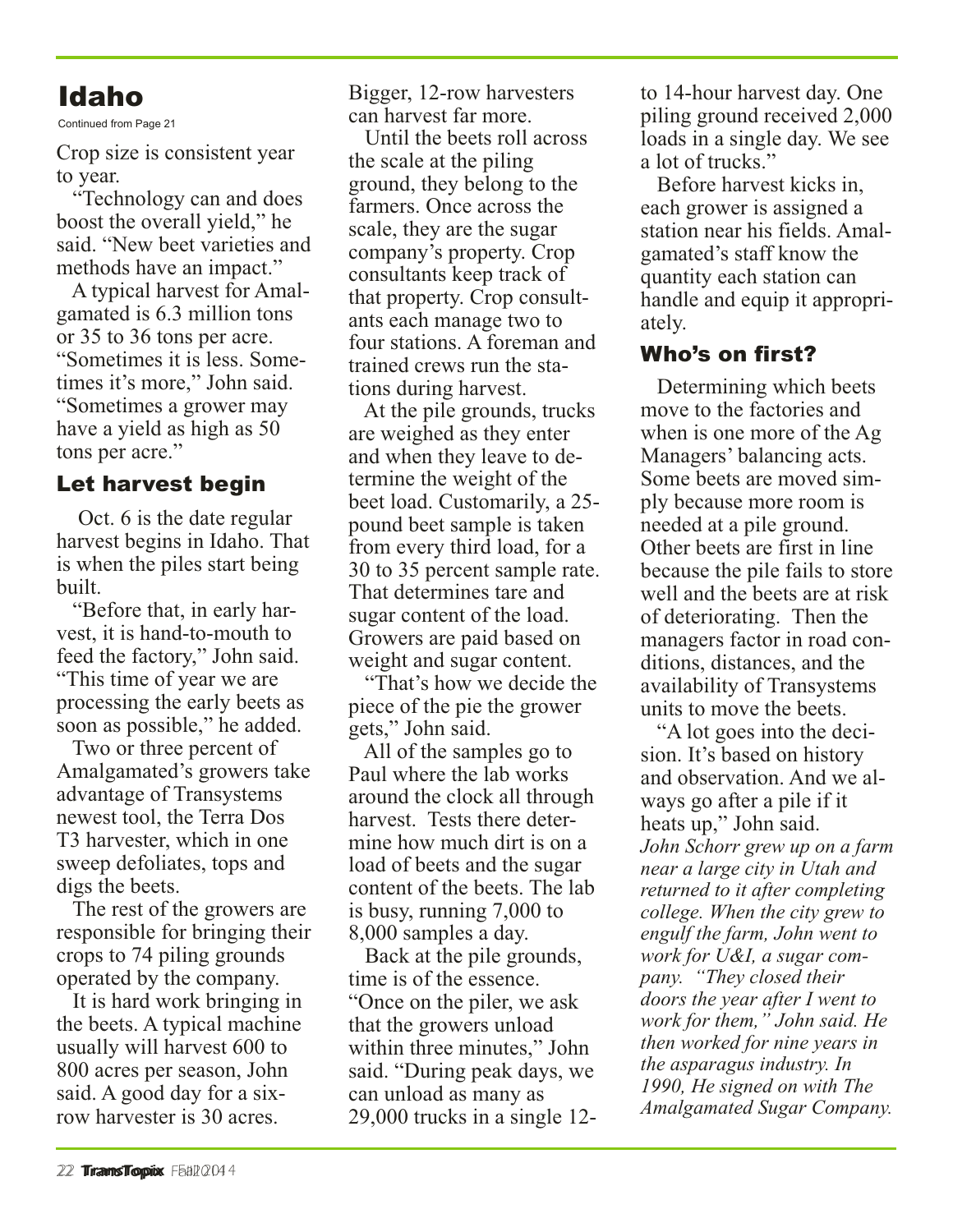# Idaho

Continued from Page 21

Crop size is consistent year to year.

"Technology can and does boost the overall yield," he said. "New beet varieties and methods have an impact."

A typical harvest for Amalgamated is 6.3 million tons or 35 to 36 tons per acre. "Sometimes it is less. Sometimes it's more," John said. "Sometimes a grower may have a yield as high as 50 tons per acre."

## Let harvest begin

Oct. 6 is the date regular harvest begins in Idaho. That is when the piles start being built.

"Before that, in early harvest, it is hand-to-mouth to feed the factory," John said. "This time of year we are processing the early beets as soon as possible," he added.

Two or three percent of Amalgamated's growers take advantage of Transystems newest tool, the Terra Dos T3 harvester, which in one sweep defoliates, tops and digs the beets.

The rest of the growers are responsible for bringing their crops to 74 piling grounds operated by the company.

It is hard work bringing in the beets. A typical machine usually will harvest 600 to 800 acres per season, John said. A good day for a six-row harvester is 30 acres. Bigger, 12-row harvesters can harvest far more.

Until the beets roll across the scale at the piling ground, they belong to the farmers. Once across the scale, they are the sugar company's property. Crop consultants keep track of that property. Crop consultants each manage two to four stations. A foreman and trained crews run the stations during harvest.

At the pile grounds, trucks are weighed as they enter and when they leave to determine the weight of the beet load. Customarily, a 25-pound beet sample is taken from every third load, for a 30 to 35 percent sample rate. That determines tare and sugar content of the load. Growers are paid based on weight and sugar content.

"That's how we decide the piece of the pie the grower gets," John said.

All of the samples go to Paul where the lab works around the clock all through harvest. Tests there determine how much dirt is on a load of beets and the sugar content of the beets. The lab is busy, running 7,000 to 8,000 samples a day.

Back at the pile grounds, time is of the essence. "Once on the piler, we ask that the growers unload within three minutes," John said. "During peak days, we can unload as many as 29,000 trucks in a single 12- to 14-hour harvest day. One piling ground received 2,000 loads in a single day. We see a lot of trucks."

Before harvest kicks in, each grower is assigned a station near his fields. Amalgamated's staff know the quantity each station can handle and equip it appropriately.

## Who's on first?

Determining which beets move to the factories and when is one more of the Ag Managers' balancing acts. Some beets are moved simply because more room is needed at a pile ground. Other beets are first in line because the pile fails to store well and the beets are at risk of deteriorating. Then the managers factor in road conditions, distances, and the availability of Transystems units to move the beets.

"A lot goes into the decision. It's based on history and observation. And we always go after a pile if it heats up," John said.

*John Schorr grew up on a farm near a large city in Utah and returned to it after completing college. When the city grew to engulf the farm, John went to work for U&I, a sugar company. "They closed their doors the year after I went to work for them," John said. He then worked for nine years in the asparagus industry. In 1990, He signed on with The Amalgamated Sugar Company.*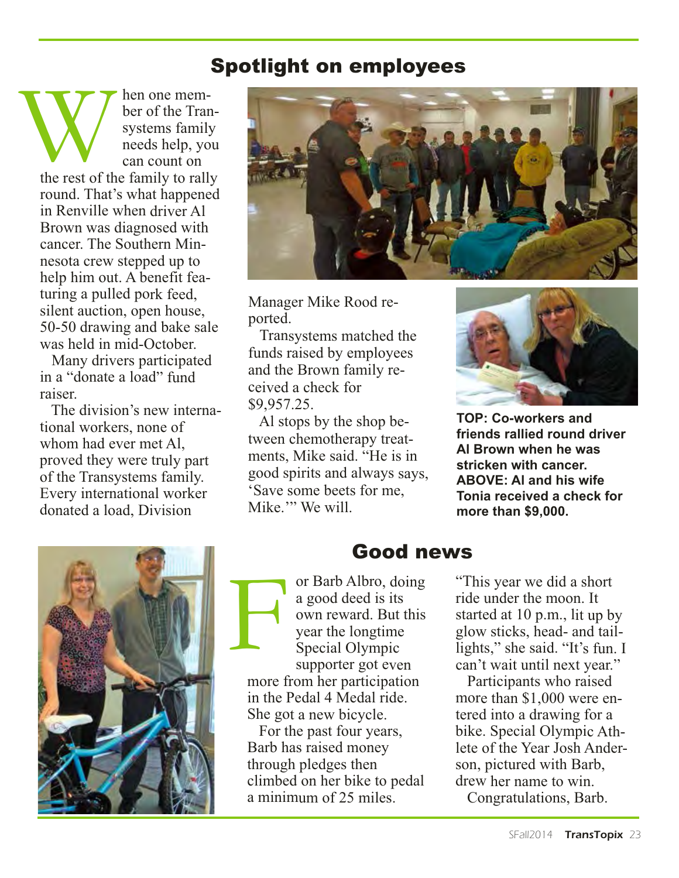## Spotlight on employees

When one member of the Transystems family needs help, you can count on the rest of the family to rally round. That's what happened in Renville when driver Al Brown was diagnosed with cancer. The Southern Minnesota crew stepped up to help him out. A benefit featuring a pulled pork feed, silent auction, open house, 50-50 drawing and bake sale was held in mid-October.

Many drivers participated in a "donate a load" fund raiser.

The division's new international workers, none of whom had ever met Al, proved they were truly part of the Transystems family. Every international worker donated a load, Division Manager Mike Rood reported.

Transystems matched the funds raised by employees and the Brown family received a check for $9,957.25.

Al stops by the shop between chemotherapy treatments, Mike said. "He is in good spirits and always says, 'Save some beets for me, Mike.'" We will.

**TOP: Co-workers and friends rallied round driver Al Brown when he was stricken with cancer. ABOVE: Al and his wife Tonia received a check for more than $9,000.**

## Good news

For Barb Albro, doing a good deed is its own reward. But this year the longtime Special Olympic supporter got even more from her participation in the Pedal 4 Medal ride. She got a new bicycle.

For the past four years, Barb has raised money through pledges then climbed on her bike to pedal a minimum of 25 miles.

"This year we did a short ride under the moon. It started at 10 p.m., lit up by glow sticks, head- and taillights," she said. "It's fun. I can't wait until next year."

Participants who raised more than $1,000 were entered into a drawing for a bike. Special Olympic Athlete of the Year Josh Anderson, pictured with Barb, drew her name to win.

Congratulations, Barb.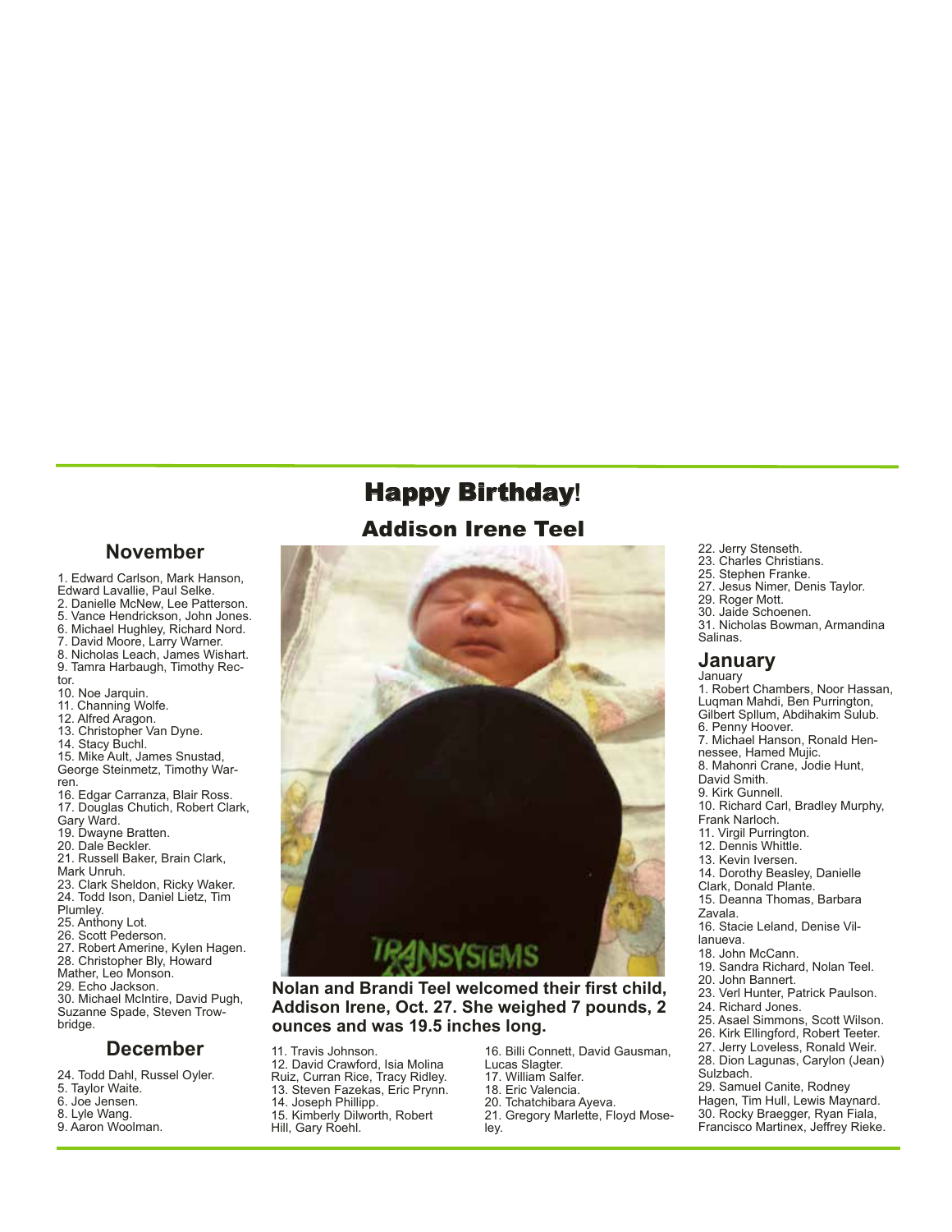# Happy Birthday!

## Addison Irene Teel

Nolan and Brandi Teel welcomed their first child, Addison Irene, Oct. 27. She weighed 7 pounds, 2 ounces and was 19.5 inches long.

## November

1. Edward Carlson, Mark Hanson, Edward Lavallie, Paul Selke.
2. Danielle McNew, Lee Patterson.
5. Vance Hendrickson, John Jones.
6. Michael Hughley, Richard Nord.
7. David Moore, Larry Warner.
8. Nicholas Leach, James Wishart.
9. Tamra Harbaugh, Timothy Rector.
10. Noe Jarquin.
11. Channing Wolfe.
12. Alfred Aragon.
13. Christopher Van Dyne.
14. Stacy Buchl.
15. Mike Ault, James Snustad, George Steinmetz, Timothy Warren.
16. Edgar Carranza, Blair Ross.
17. Douglas Chutich, Robert Clark, Gary Ward.
19. Dwayne Bratten.
20. Dale Beckler.
21. Russell Baker, Brain Clark, Mark Unruh.
23. Clark Sheldon, Ricky Waker.
24. Todd Ison, Daniel Lietz, Tim Plumley.
25. Anthony Lot.
26. Scott Pederson.
27. Robert Amerine, Kylen Hagen.
28. Christopher Bly, Howard Mather, Leo Monson.
29. Echo Jackson.
30. Michael McIntire, David Pugh, Suzanne Spade, Steven Trowbridge.

## December

24. Todd Dahl, Russel Oyler.
5. Taylor Waite.
6. Joe Jensen.
8. Lyle Wang.
9. Aaron Woolman.
11. Travis Johnson.
12. David Crawford, Isia Molina Ruiz, Curran Rice, Tracy Ridley.
13. Steven Fazekas, Eric Prynn.
14. Joseph Phillipp.
15. Kimberly Dilworth, Robert Hill, Gary Roehl.
16. Billi Connett, David Gausman, Lucas Slagter.
17. William Salfer.
18. Eric Valencia.
20. Tchatchibara Ayeva.
21. Gregory Marlette, Floyd Moseley.
22. Jerry Stenseth.
23. Charles Christians.
25. Stephen Franke.
27. Jesus Nimer, Denis Taylor.
29. Roger Mott.
30. Jaide Schoenen.
31. Nicholas Bowman, Armandina Salinas.

## January

January
1. Robert Chambers, Noor Hassan, Luqman Mahdi, Ben Purrington, Gilbert Spllum, Abdihakim Sulub.
6. Penny Hoover.
7. Michael Hanson, Ronald Hennessee, Hamed Mujic.
8. Mahonri Crane, Jodie Hunt, David Smith.
9. Kirk Gunnell.
10. Richard Carl, Bradley Murphy, Frank Narloch.
11. Virgil Purrington.
12. Dennis Whittle.
13. Kevin Iversen.
14. Dorothy Beasley, Danielle Clark, Donald Plante.
15. Deanna Thomas, Barbara Zavala.
16. Stacie Leland, Denise Villanueva.
18. John McCann.
19. Sandra Richard, Nolan Teel.
20. John Bannert.
23. Verl Hunter, Patrick Paulson.
24. Richard Jones.
25. Asael Simmons, Scott Wilson.
26. Kirk Ellingford, Robert Teeter.
27. Jerry Loveless, Ronald Weir.
28. Dion Lagunas, Carylon (Jean) Sulzbach.
29. Samuel Canite, Rodney Hagen, Tim Hull, Lewis Maynard.
30. Rocky Braegger, Ryan Fiala, Francisco Martinex, Jeffrey Rieke.